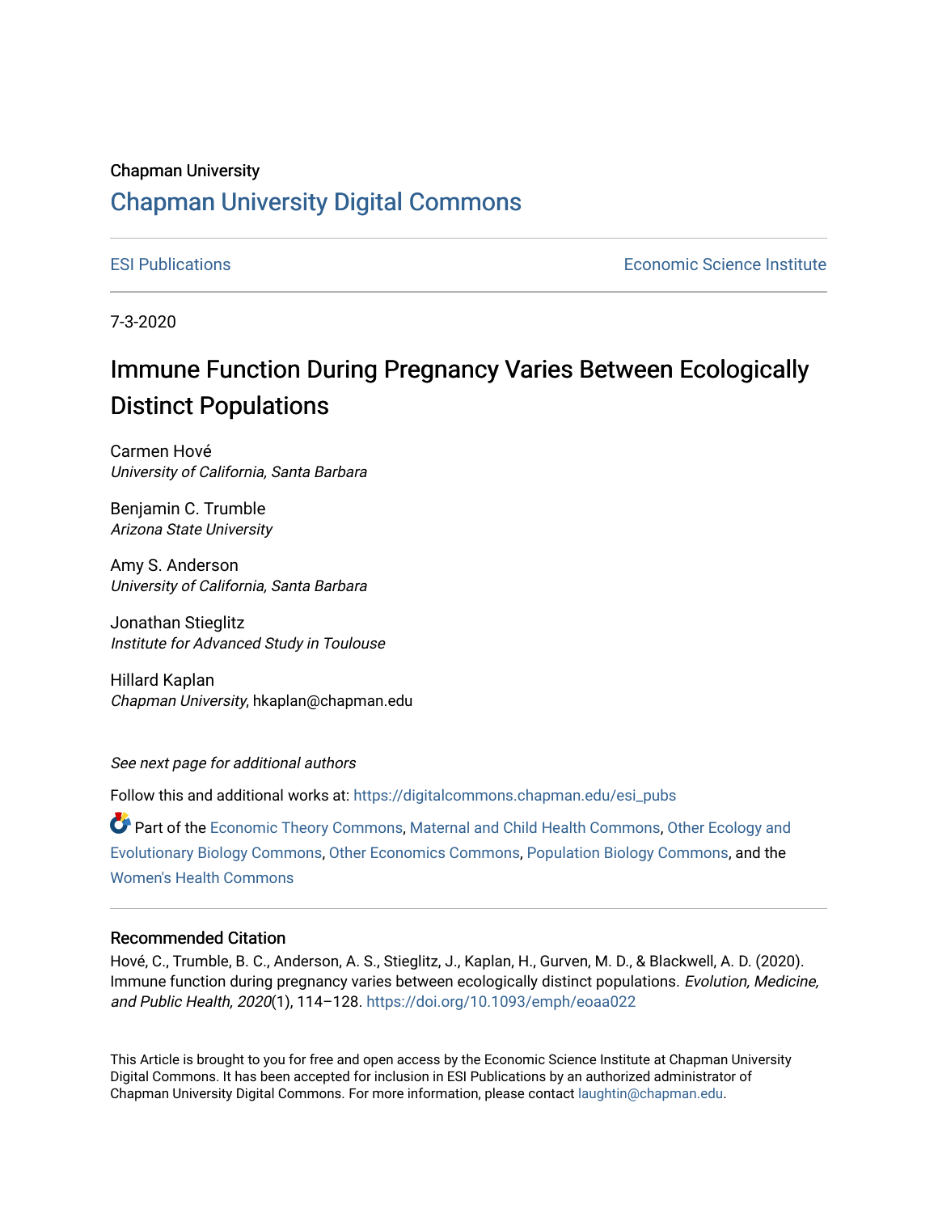Chapman University

# Chapman University Digital Commons

ESI Publications

Economic Science Institute

7-3-2020

# Immune Function During Pregnancy Varies Between Ecologically Distinct Populations

Carmen Hové
*University of California, Santa Barbara*

Benjamin C. Trumble
*Arizona State University*

Amy S. Anderson
*University of California, Santa Barbara*

Jonathan Stieglitz
*Institute for Advanced Study in Toulouse*

Hillard Kaplan
*Chapman University*, hkaplan@chapman.edu

*See next page for additional authors*

Follow this and additional works at: https://digitalcommons.chapman.edu/esi_pubs

Part of the Economic Theory Commons, Maternal and Child Health Commons, Other Ecology and Evolutionary Biology Commons, Other Economics Commons, Population Biology Commons, and the Women's Health Commons

## Recommended Citation

Hové, C., Trumble, B. C., Anderson, A. S., Stieglitz, J., Kaplan, H., Gurven, M. D., & Blackwell, A. D. (2020). Immune function during pregnancy varies between ecologically distinct populations. *Evolution, Medicine, and Public Health, 2020*(1), 114–128. https://doi.org/10.1093/emph/eoaa022

This Article is brought to you for free and open access by the Economic Science Institute at Chapman University Digital Commons. It has been accepted for inclusion in ESI Publications by an authorized administrator of Chapman University Digital Commons. For more information, please contact laughtin@chapman.edu.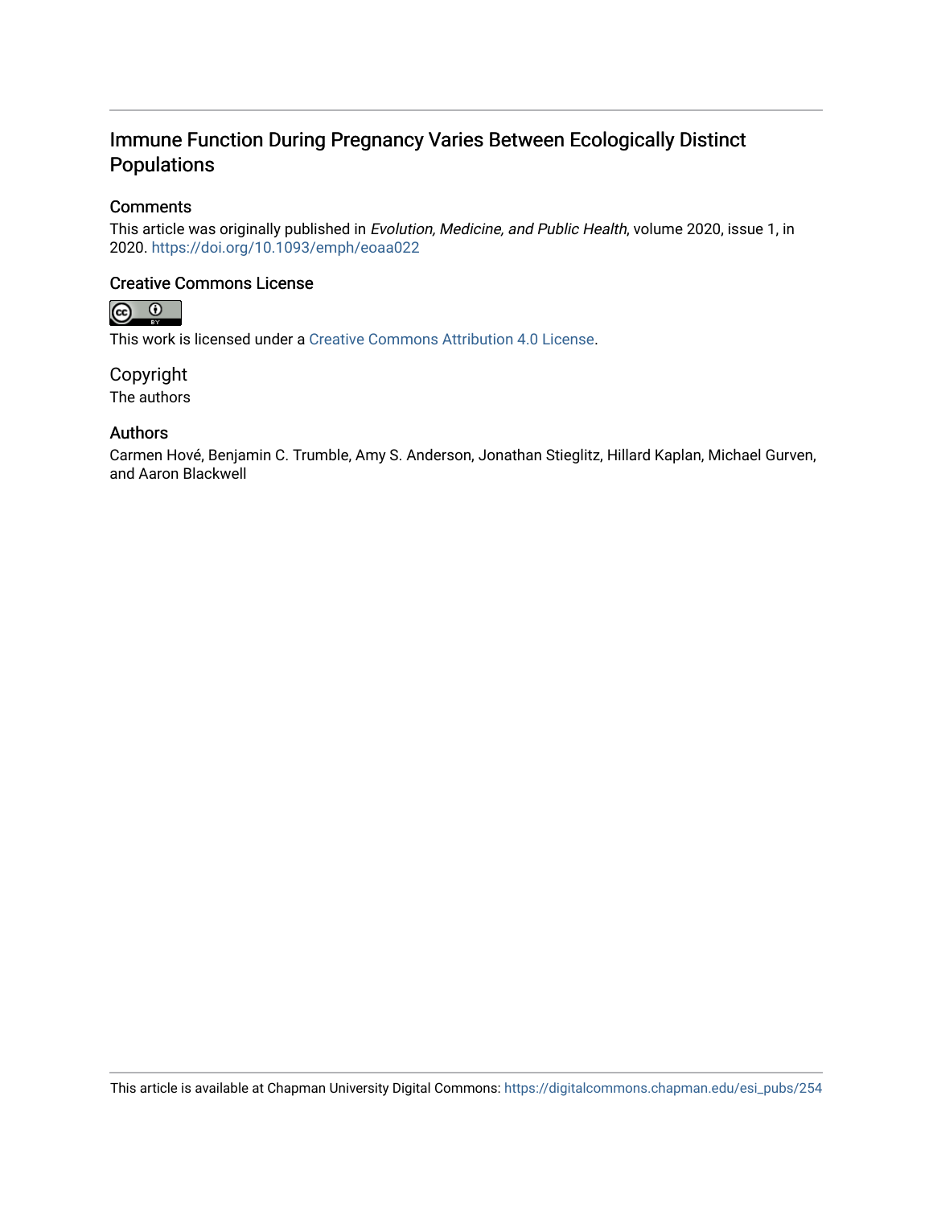# Immune Function During Pregnancy Varies Between Ecologically Distinct Populations

## Comments

This article was originally published in *Evolution, Medicine, and Public Health*, volume 2020, issue 1, in 2020. https://doi.org/10.1093/emph/eoaa022

## Creative Commons License

This work is licensed under a Creative Commons Attribution 4.0 License.

## Copyright

The authors

## Authors

Carmen Hové, Benjamin C. Trumble, Amy S. Anderson, Jonathan Stieglitz, Hillard Kaplan, Michael Gurven, and Aaron Blackwell

This article is available at Chapman University Digital Commons: https://digitalcommons.chapman.edu/esi_pubs/254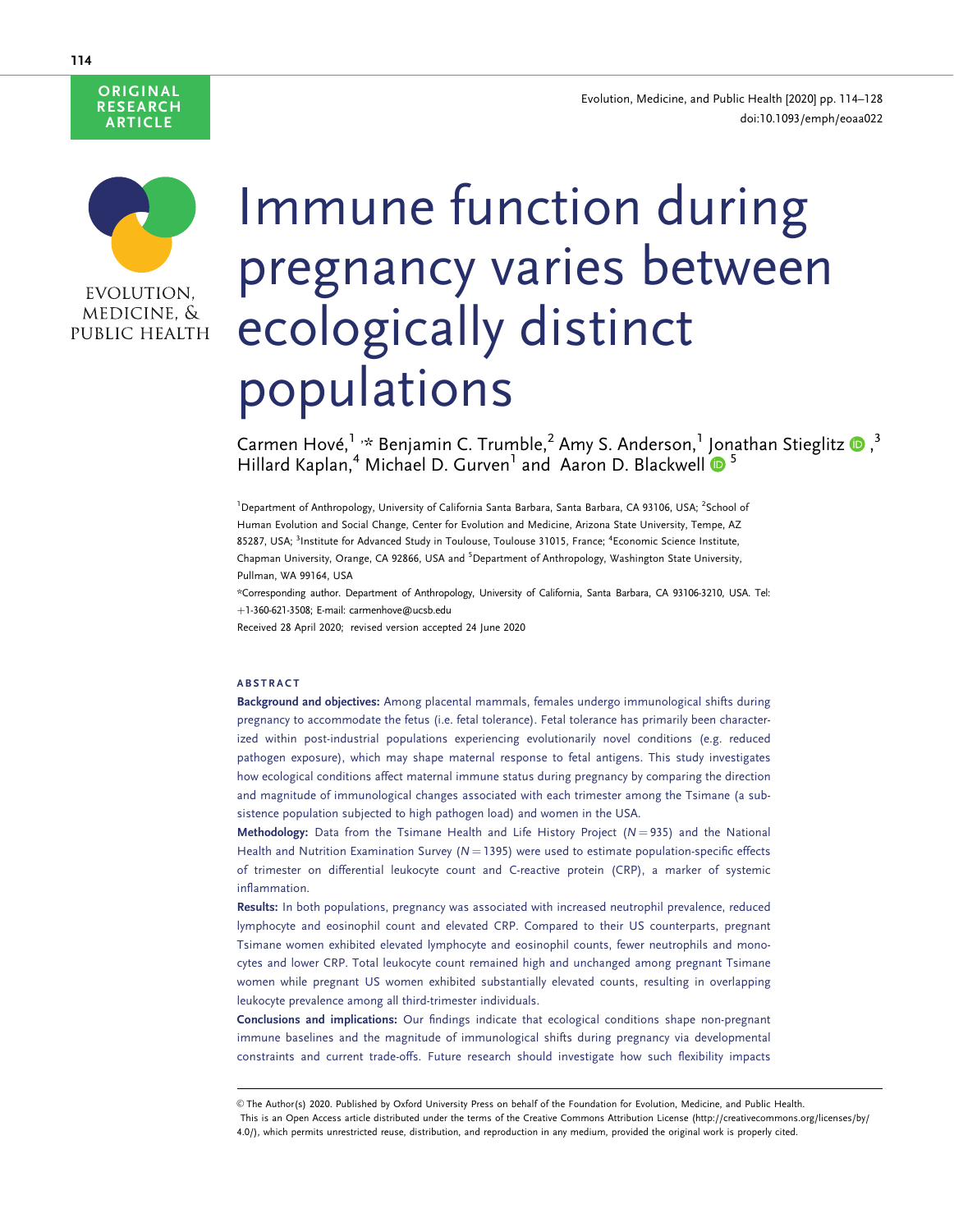ORIGINAL RESEARCH ARTICLE

# Immune function during pregnancy varies between ecologically distinct populations

Carmen Hové,[1,*] Benjamin C. Trumble,[2] Amy S. Anderson,[1] Jonathan Stieglitz,[3] Hillard Kaplan,[4] Michael D. Gurven[1] and Aaron D. Blackwell[5]

[1]Department of Anthropology, University of California Santa Barbara, Santa Barbara, CA 93106, USA; [2]School of Human Evolution and Social Change, Center for Evolution and Medicine, Arizona State University, Tempe, AZ 85287, USA; [3]Institute for Advanced Study in Toulouse, Toulouse 31015, France; [4]Economic Science Institute, Chapman University, Orange, CA 92866, USA and [5]Department of Anthropology, Washington State University, Pullman, WA 99164, USA

*Corresponding author. Department of Anthropology, University of California, Santa Barbara, CA 93106-3210, USA. Tel: +1-360-621-3508; E-mail: carmenhove@ucsb.edu

Received 28 April 2020; revised version accepted 24 June 2020

## ABSTRACT

**Background and objectives:** Among placental mammals, females undergo immunological shifts during pregnancy to accommodate the fetus (i.e. fetal tolerance). Fetal tolerance has primarily been characterized within post-industrial populations experiencing evolutionarily novel conditions (e.g. reduced pathogen exposure), which may shape maternal response to fetal antigens. This study investigates how ecological conditions affect maternal immune status during pregnancy by comparing the direction and magnitude of immunological changes associated with each trimester among the Tsimane (a subsistence population subjected to high pathogen load) and women in the USA.

**Methodology:** Data from the Tsimane Health and Life History Project ($N = 935$) and the National Health and Nutrition Examination Survey ($N = 1395$) were used to estimate population-specific effects of trimester on differential leukocyte count and C-reactive protein (CRP), a marker of systemic inflammation.

**Results:** In both populations, pregnancy was associated with increased neutrophil prevalence, reduced lymphocyte and eosinophil count and elevated CRP. Compared to their US counterparts, pregnant Tsimane women exhibited elevated lymphocyte and eosinophil counts, fewer neutrophils and monocytes and lower CRP. Total leukocyte count remained high and unchanged among pregnant Tsimane women while pregnant US women exhibited substantially elevated counts, resulting in overlapping leukocyte prevalence among all third-trimester individuals.

**Conclusions and implications:** Our findings indicate that ecological conditions shape non-pregnant immune baselines and the magnitude of immunological shifts during pregnancy via developmental constraints and current trade-offs. Future research should investigate how such flexibility impacts

© The Author(s) 2020. Published by Oxford University Press on behalf of the Foundation for Evolution, Medicine, and Public Health. This is an Open Access article distributed under the terms of the Creative Commons Attribution License (http://creativecommons.org/licenses/by/4.0/), which permits unrestricted reuse, distribution, and reproduction in any medium, provided the original work is properly cited.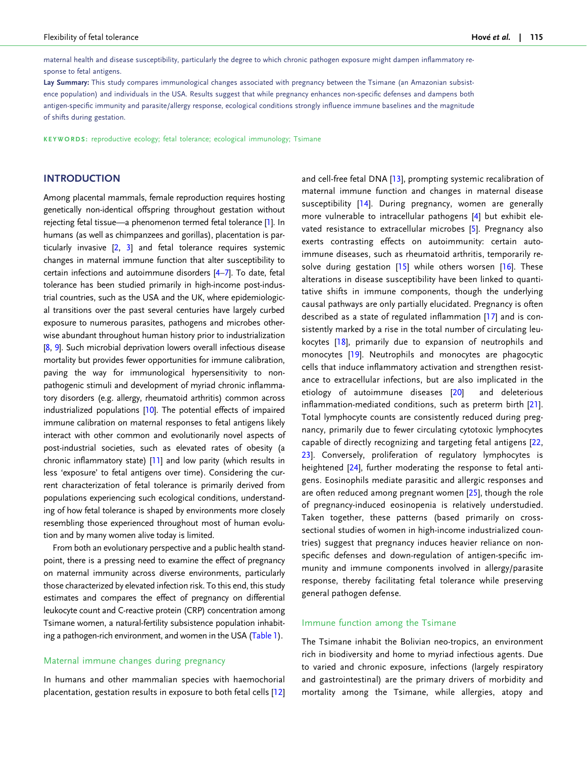maternal health and disease susceptibility, particularly the degree to which chronic pathogen exposure might dampen inflammatory response to fetal antigens.

**Lay Summary:** This study compares immunological changes associated with pregnancy between the Tsimane (an Amazonian subsistence population) and individuals in the USA. Results suggest that while pregnancy enhances non-specific defenses and dampens both antigen-specific immunity and parasite/allergy response, ecological conditions strongly influence immune baselines and the magnitude of shifts during gestation.

**KEYWORDS:** reproductive ecology; fetal tolerance; ecological immunology; Tsimane

## INTRODUCTION

Among placental mammals, female reproduction requires hosting genetically non-identical offspring throughout gestation without rejecting fetal tissue—a phenomenon termed fetal tolerance [1]. In humans (as well as chimpanzees and gorillas), placentation is particularly invasive [2, 3] and fetal tolerance requires systemic changes in maternal immune function that alter susceptibility to certain infections and autoimmune disorders [4–7]. To date, fetal tolerance has been studied primarily in high-income post-industrial countries, such as the USA and the UK, where epidemiological transitions over the past several centuries have largely curbed exposure to numerous parasites, pathogens and microbes otherwise abundant throughout human history prior to industrialization [8, 9]. Such microbial deprivation lowers overall infectious disease mortality but provides fewer opportunities for immune calibration, paving the way for immunological hypersensitivity to non-pathogenic stimuli and development of myriad chronic inflammatory disorders (e.g. allergy, rheumatoid arthritis) common across industrialized populations [10]. The potential effects of impaired immune calibration on maternal responses to fetal antigens likely interact with other common and evolutionarily novel aspects of post-industrial societies, such as elevated rates of obesity (a chronic inflammatory state) [11] and low parity (which results in less 'exposure' to fetal antigens over time). Considering the current characterization of fetal tolerance is primarily derived from populations experiencing such ecological conditions, understanding of how fetal tolerance is shaped by environments more closely resembling those experienced throughout most of human evolution and by many women alive today is limited.

From both an evolutionary perspective and a public health standpoint, there is a pressing need to examine the effect of pregnancy on maternal immunity across diverse environments, particularly those characterized by elevated infection risk. To this end, this study estimates and compares the effect of pregnancy on differential leukocyte count and C-reactive protein (CRP) concentration among Tsimane women, a natural-fertility subsistence population inhabiting a pathogen-rich environment, and women in the USA (Table 1).

### Maternal immune changes during pregnancy

In humans and other mammalian species with haemochorial placentation, gestation results in exposure to both fetal cells [12] and cell-free fetal DNA [13], prompting systemic recalibration of maternal immune function and changes in maternal disease susceptibility [14]. During pregnancy, women are generally more vulnerable to intracellular pathogens [4] but exhibit elevated resistance to extracellular microbes [5]. Pregnancy also exerts contrasting effects on autoimmunity: certain autoimmune diseases, such as rheumatoid arthritis, temporarily resolve during gestation [15] while others worsen [16]. These alterations in disease susceptibility have been linked to quantitative shifts in immune components, though the underlying causal pathways are only partially elucidated. Pregnancy is often described as a state of regulated inflammation [17] and is consistently marked by a rise in the total number of circulating leukocytes [18], primarily due to expansion of neutrophils and monocytes [19]. Neutrophils and monocytes are phagocytic cells that induce inflammatory activation and strengthen resistance to extracellular infections, but are also implicated in the etiology of autoimmune diseases [20] and deleterious inflammation-mediated conditions, such as preterm birth [21]. Total lymphocyte counts are consistently reduced during pregnancy, primarily due to fewer circulating cytotoxic lymphocytes capable of directly recognizing and targeting fetal antigens [22, 23]. Conversely, proliferation of regulatory lymphocytes is heightened [24], further moderating the response to fetal antigens. Eosinophils mediate parasitic and allergic responses and are often reduced among pregnant women [25], though the role of pregnancy-induced eosinopenia is relatively understudied. Taken together, these patterns (based primarily on cross-sectional studies of women in high-income industrialized countries) suggest that pregnancy induces heavier reliance on non-specific defenses and down-regulation of antigen-specific immunity and immune components involved in allergy/parasite response, thereby facilitating fetal tolerance while preserving general pathogen defense.

### Immune function among the Tsimane

The Tsimane inhabit the Bolivian neo-tropics, an environment rich in biodiversity and home to myriad infectious agents. Due to varied and chronic exposure, infections (largely respiratory and gastrointestinal) are the primary drivers of morbidity and mortality among the Tsimane, while allergies, atopy and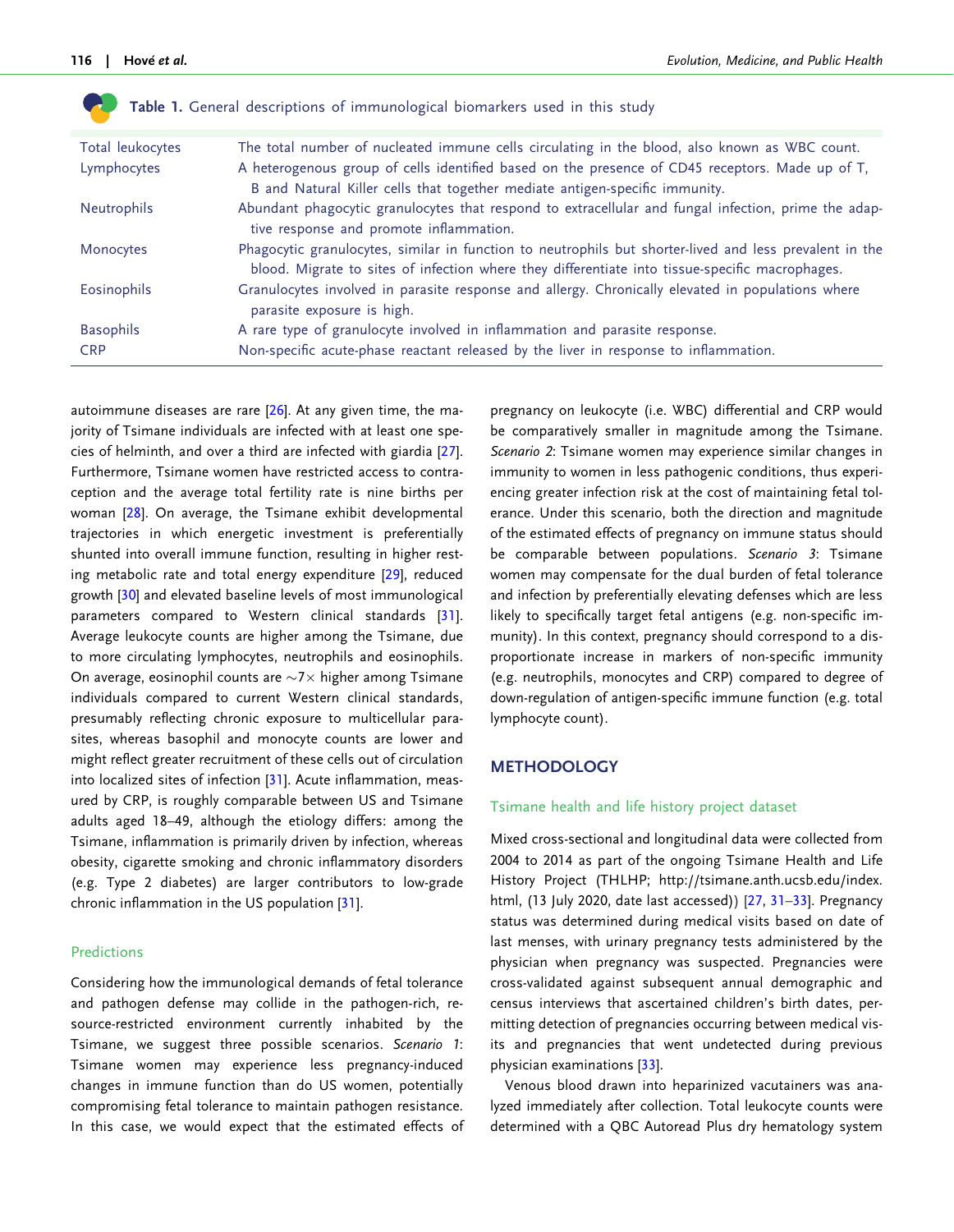**Table 1.** General descriptions of immunological biomarkers used in this study

| | |
|---|---|
| Total leukocytes | The total number of nucleated immune cells circulating in the blood, also known as WBC count. |
| Lymphocytes | A heterogenous group of cells identified based on the presence of CD45 receptors. Made up of T, B and Natural Killer cells that together mediate antigen-specific immunity. |
| Neutrophils | Abundant phagocytic granulocytes that respond to extracellular and fungal infection, prime the adaptive response and promote inflammation. |
| Monocytes | Phagocytic granulocytes, similar in function to neutrophils but shorter-lived and less prevalent in the blood. Migrate to sites of infection where they differentiate into tissue-specific macrophages. |
| Eosinophils | Granulocytes involved in parasite response and allergy. Chronically elevated in populations where parasite exposure is high. |
| Basophils | A rare type of granulocyte involved in inflammation and parasite response. |
| CRP | Non-specific acute-phase reactant released by the liver in response to inflammation. |

autoimmune diseases are rare [26]. At any given time, the majority of Tsimane individuals are infected with at least one species of helminth, and over a third are infected with giardia [27]. Furthermore, Tsimane women have restricted access to contraception and the average total fertility rate is nine births per woman [28]. On average, the Tsimane exhibit developmental trajectories in which energetic investment is preferentially shunted into overall immune function, resulting in higher resting metabolic rate and total energy expenditure [29], reduced growth [30] and elevated baseline levels of most immunological parameters compared to Western clinical standards [31]. Average leukocyte counts are higher among the Tsimane, due to more circulating lymphocytes, neutrophils and eosinophils. On average, eosinophil counts are ~7× higher among Tsimane individuals compared to current Western clinical standards, presumably reflecting chronic exposure to multicellular parasites, whereas basophil and monocyte counts are lower and might reflect greater recruitment of these cells out of circulation into localized sites of infection [31]. Acute inflammation, measured by CRP, is roughly comparable between US and Tsimane adults aged 18–49, although the etiology differs: among the Tsimane, inflammation is primarily driven by infection, whereas obesity, cigarette smoking and chronic inflammatory disorders (e.g. Type 2 diabetes) are larger contributors to low-grade chronic inflammation in the US population [31].

### Predictions

Considering how the immunological demands of fetal tolerance and pathogen defense may collide in the pathogen-rich, resource-restricted environment currently inhabited by the Tsimane, we suggest three possible scenarios. *Scenario 1*: Tsimane women may experience less pregnancy-induced changes in immune function than do US women, potentially compromising fetal tolerance to maintain pathogen resistance. In this case, we would expect that the estimated effects of pregnancy on leukocyte (i.e. WBC) differential and CRP would be comparatively smaller in magnitude among the Tsimane. *Scenario 2*: Tsimane women may experience similar changes in immunity to women in less pathogenic conditions, thus experiencing greater infection risk at the cost of maintaining fetal tolerance. Under this scenario, both the direction and magnitude of the estimated effects of pregnancy on immune status should be comparable between populations. *Scenario 3*: Tsimane women may compensate for the dual burden of fetal tolerance and infection by preferentially elevating defenses which are less likely to specifically target fetal antigens (e.g. non-specific immunity). In this context, pregnancy should correspond to a disproportionate increase in markers of non-specific immunity (e.g. neutrophils, monocytes and CRP) compared to degree of down-regulation of antigen-specific immune function (e.g. total lymphocyte count).

## METHODOLOGY

### Tsimane health and life history project dataset

Mixed cross-sectional and longitudinal data were collected from 2004 to 2014 as part of the ongoing Tsimane Health and Life History Project (THLHP; http://tsimane.anth.ucsb.edu/index.html, (13 July 2020, date last accessed)) [27, 31–33]. Pregnancy status was determined during medical visits based on date of last menses, with urinary pregnancy tests administered by the physician when pregnancy was suspected. Pregnancies were cross-validated against subsequent annual demographic and census interviews that ascertained children's birth dates, permitting detection of pregnancies occurring between medical visits and pregnancies that went undetected during previous physician examinations [33].

Venous blood drawn into heparinized vacutainers was analyzed immediately after collection. Total leukocyte counts were determined with a QBC Autoread Plus dry hematology system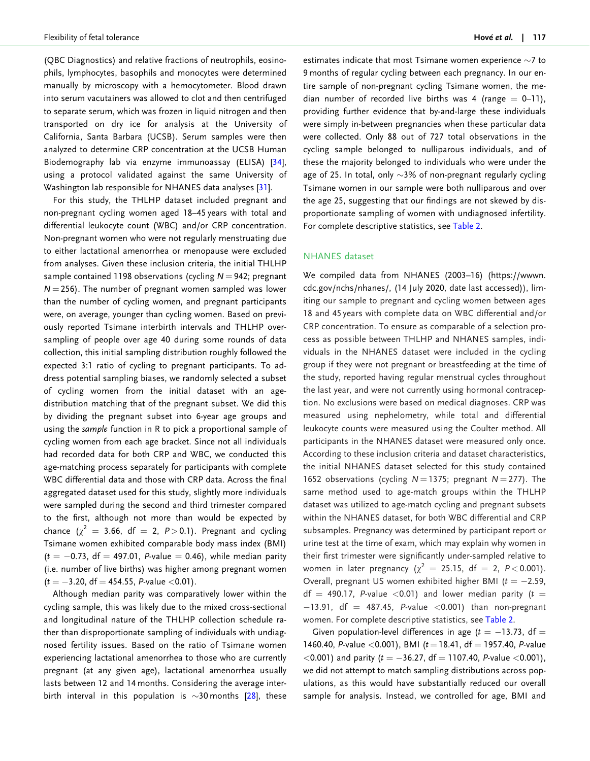(QBC Diagnostics) and relative fractions of neutrophils, eosinophils, lymphocytes, basophils and monocytes were determined manually by microscopy with a hemocytometer. Blood drawn into serum vacutainers was allowed to clot and then centrifuged to separate serum, which was frozen in liquid nitrogen and then transported on dry ice for analysis at the University of California, Santa Barbara (UCSB). Serum samples were then analyzed to determine CRP concentration at the UCSB Human Biodemography lab via enzyme immunoassay (ELISA) [34], using a protocol validated against the same University of Washington lab responsible for NHANES data analyses [31].

For this study, the THLHP dataset included pregnant and non-pregnant cycling women aged 18–45 years with total and differential leukocyte count (WBC) and/or CRP concentration. Non-pregnant women who were not regularly menstruating due to either lactational amenorrhea or menopause were excluded from analyses. Given these inclusion criteria, the initial THLHP sample contained 1198 observations (cycling $N = 942$; pregnant $N = 256$). The number of pregnant women sampled was lower than the number of cycling women, and pregnant participants were, on average, younger than cycling women. Based on previously reported Tsimane interbirth intervals and THLHP oversampling of people over age 40 during some rounds of data collection, this initial sampling distribution roughly followed the expected 3:1 ratio of cycling to pregnant participants. To address potential sampling biases, we randomly selected a subset of cycling women from the initial dataset with an age-distribution matching that of the pregnant subset. We did this by dividing the pregnant subset into 6-year age groups and using the *sample* function in R to pick a proportional sample of cycling women from each age bracket. Since not all individuals had recorded data for both CRP and WBC, we conducted this age-matching process separately for participants with complete WBC differential data and those with CRP data. Across the final aggregated dataset used for this study, slightly more individuals were sampled during the second and third trimester compared to the first, although not more than would be expected by chance ($\chi^2 = 3.66$, df = 2, $P > 0.1$). Pregnant and cycling Tsimane women exhibited comparable body mass index (BMI) ($t = -0.73$, df = 497.01, $P$-value = 0.46), while median parity (i.e. number of live births) was higher among pregnant women ($t = -3.20$, df = 454.55, $P$-value <0.01).

Although median parity was comparatively lower within the cycling sample, this was likely due to the mixed cross-sectional and longitudinal nature of the THLHP collection schedule rather than disproportionate sampling of individuals with undiagnosed fertility issues. Based on the ratio of Tsimane women experiencing lactational amenorrhea to those who are currently pregnant (at any given age), lactational amenorrhea usually lasts between 12 and 14 months. Considering the average interbirth interval in this population is ~30 months [28], these estimates indicate that most Tsimane women experience ~7 to 9 months of regular cycling between each pregnancy. In our entire sample of non-pregnant cycling Tsimane women, the median number of recorded live births was 4 (range = 0–11), providing further evidence that by-and-large these individuals were simply in-between pregnancies when these particular data were collected. Only 88 out of 727 total observations in the cycling sample belonged to nulliparous individuals, and of these the majority belonged to individuals who were under the age of 25. In total, only ~3% of non-pregnant regularly cycling Tsimane women in our sample were both nulliparous and over the age 25, suggesting that our findings are not skewed by disproportionate sampling of women with undiagnosed infertility. For complete descriptive statistics, see Table 2.

## NHANES dataset

We compiled data from NHANES (2003–16) (https://wwwn.cdc.gov/nchs/nhanes/, (14 July 2020, date last accessed)), limiting our sample to pregnant and cycling women between ages 18 and 45 years with complete data on WBC differential and/or CRP concentration. To ensure as comparable of a selection process as possible between THLHP and NHANES samples, individuals in the NHANES dataset were included in the cycling group if they were not pregnant or breastfeeding at the time of the study, reported having regular menstrual cycles throughout the last year, and were not currently using hormonal contraception. No exclusions were based on medical diagnoses. CRP was measured using nephelometry, while total and differential leukocyte counts were measured using the Coulter method. All participants in the NHANES dataset were measured only once. According to these inclusion criteria and dataset characteristics, the initial NHANES dataset selected for this study contained 1652 observations (cycling $N = 1375$; pregnant $N = 277$). The same method used to age-match groups within the THLHP dataset was utilized to age-match cycling and pregnant subsets within the NHANES dataset, for both WBC differential and CRP subsamples. Pregnancy was determined by participant report or urine test at the time of exam, which may explain why women in their first trimester were significantly under-sampled relative to women in later pregnancy ($\chi^2 = 25.15$, df = 2, $P < 0.001$). Overall, pregnant US women exhibited higher BMI ($t = -2.59$, df = 490.17, $P$-value <0.01) and lower median parity ($t = -13.91$, df = 487.45, $P$-value <0.001) than non-pregnant women. For complete descriptive statistics, see Table 2.

Given population-level differences in age ($t = -13.73$, df = 1460.40, $P$-value <0.001), BMI ($t = 18.41$, df = 1957.40, $P$-value <0.001) and parity ($t = -36.27$, df = 1107.40, $P$-value <0.001), we did not attempt to match sampling distributions across populations, as this would have substantially reduced our overall sample for analysis. Instead, we controlled for age, BMI and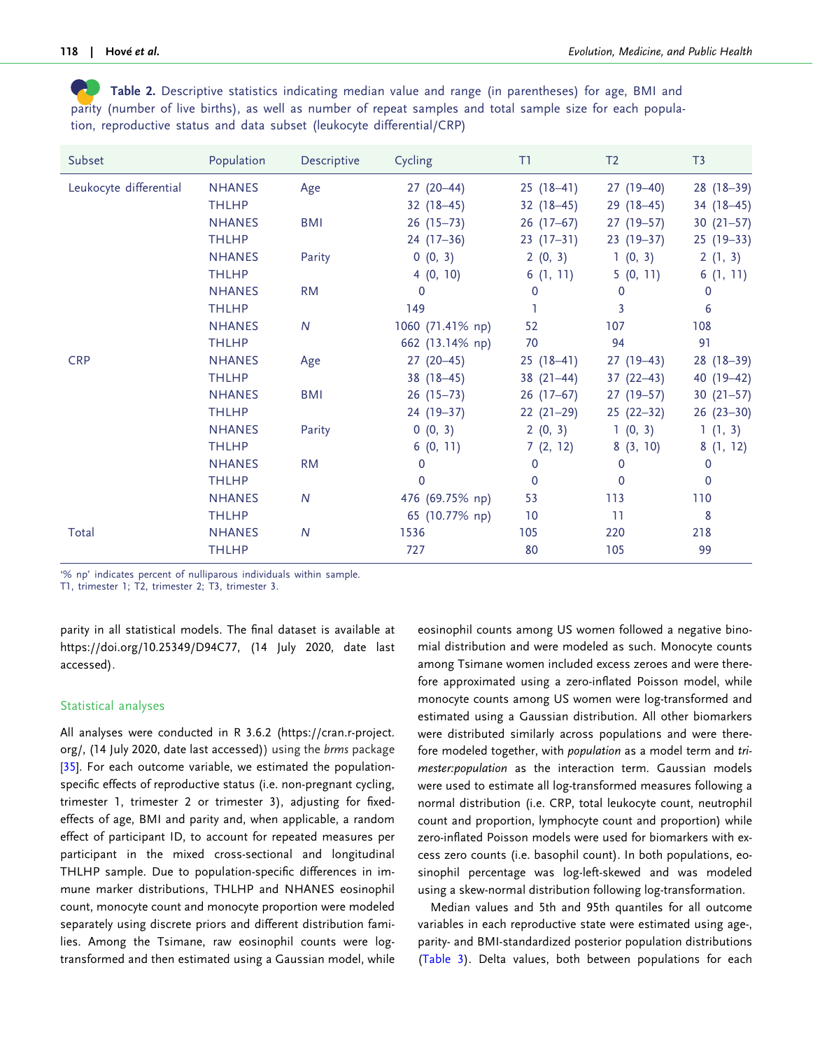**Table 2.** Descriptive statistics indicating median value and range (in parentheses) for age, BMI and parity (number of live births), as well as number of repeat samples and total sample size for each population, reproductive status and data subset (leukocyte differential/CRP)

| Subset | Population | Descriptive | Cycling | T1 | T2 | T3 |
|---|---|---|---|---|---|---|
| Leukocyte differential | NHANES | Age | 27 (20–44) | 25 (18–41) | 27 (19–40) | 28 (18–39) |
| | THLHP | | 32 (18–45) | 32 (18–45) | 29 (18–45) | 34 (18–45) |
| | NHANES | BMI | 26 (15–73) | 26 (17–67) | 27 (19–57) | 30 (21–57) |
| | THLHP | | 24 (17–36) | 23 (17–31) | 23 (17–37) | 25 (19–33) |
| | NHANES | Parity | 0 (0, 3) | 2 (0, 3) | 1 (0, 3) | 2 (1, 3) |
| | THLHP | | 4 (0, 10) | 6 (1, 11) | 5 (0, 11) | 6 (1, 11) |
| | NHANES | RM | 0 | 0 | 0 | 0 |
| | THLHP | | 149 | 1 | 3 | 6 |
| | NHANES | *N* | 1060 (71.41% np) | 52 | 107 | 108 |
| | THLHP | | 662 (13.14% np) | 70 | 94 | 91 |
| CRP | NHANES | Age | 27 (20–45) | 25 (18–41) | 27 (19–43) | 28 (18–39) |
| | THLHP | | 38 (18–45) | 38 (21–44) | 37 (22–43) | 40 (19–42) |
| | NHANES | BMI | 26 (15–73) | 26 (17–67) | 27 (19–57) | 30 (21–57) |
| | THLHP | | 24 (19–37) | 22 (21–29) | 25 (22–32) | 26 (23–30) |
| | NHANES | Parity | 0 (0, 3) | 2 (0, 3) | 1 (0, 3) | 1 (1, 3) |
| | THLHP | | 6 (0, 11) | 7 (2, 12) | 8 (3, 10) | 8 (1, 12) |
| | NHANES | RM | 0 | 0 | 0 | 0 |
| | THLHP | | 0 | 0 | 0 | 0 |
| | NHANES | *N* | 476 (69.75% np) | 53 | 113 | 110 |
| | THLHP | | 65 (10.77% np) | 10 | 11 | 8 |
| Total | NHANES | *N* | 1536 | 105 | 220 | 218 |
| | THLHP | | 727 | 80 | 105 | 99 |

'% np' indicates percent of nulliparous individuals within sample.
T1, trimester 1; T2, trimester 2; T3, trimester 3.

parity in all statistical models. The final dataset is available at https://doi.org/10.25349/D94C77, (14 July 2020, date last accessed).

## Statistical analyses

All analyses were conducted in R 3.6.2 (https://cran.r-project.org/, (14 July 2020, date last accessed)) using the *brms* package [35]. For each outcome variable, we estimated the population-specific effects of reproductive status (i.e. non-pregnant cycling, trimester 1, trimester 2 or trimester 3), adjusting for fixed-effects of age, BMI and parity and, when applicable, a random effect of participant ID, to account for repeated measures per participant in the mixed cross-sectional and longitudinal THLHP sample. Due to population-specific differences in immune marker distributions, THLHP and NHANES eosinophil count, monocyte count and monocyte proportion were modeled separately using discrete priors and different distribution families. Among the Tsimane, raw eosinophil counts were log-transformed and then estimated using a Gaussian model, while eosinophil counts among US women followed a negative binomial distribution and were modeled as such. Monocyte counts among Tsimane women included excess zeroes and were therefore approximated using a zero-inflated Poisson model, while monocyte counts among US women were log-transformed and estimated using a Gaussian distribution. All other biomarkers were distributed similarly across populations and were therefore modeled together, with *population* as a model term and *trimester:population* as the interaction term. Gaussian models were used to estimate all log-transformed measures following a normal distribution (i.e. CRP, total leukocyte count, neutrophil count and proportion, lymphocyte count and proportion) while zero-inflated Poisson models were used for biomarkers with excess zero counts (i.e. basophil count). In both populations, eosinophil percentage was log-left-skewed and was modeled using a skew-normal distribution following log-transformation.

Median values and 5th and 95th quantiles for all outcome variables in each reproductive state were estimated using age-, parity- and BMI-standardized posterior population distributions (Table 3). Delta values, both between populations for each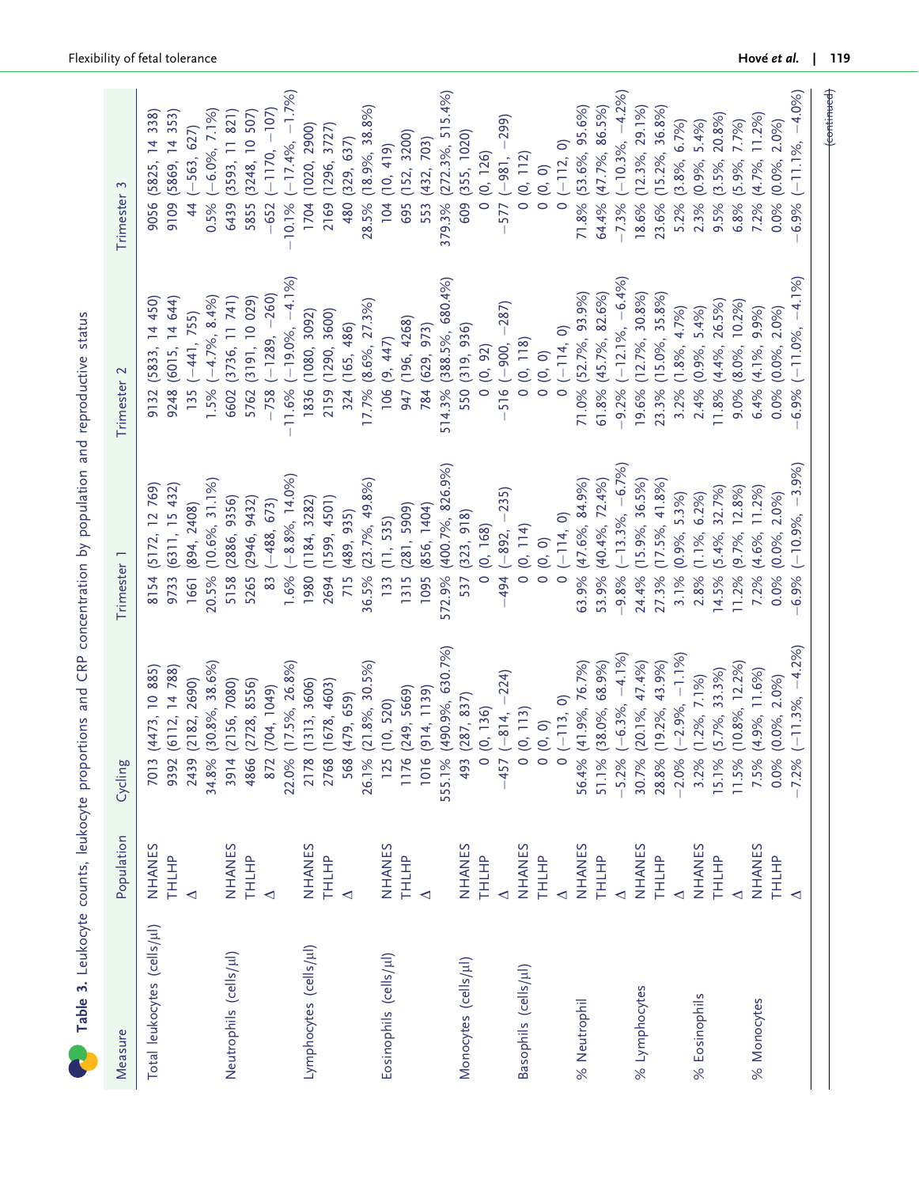**Table 3.** Leukocyte counts, leukocyte proportions and CRP concentration by population and reproductive status

| Measure | Population | Cycling | Trimester 1 | Trimester 2 | Trimester 3 |
|---|---|---|---|---|---|
| Total leukocytes (cells/µl) | NHANES | 7013 (4473, 10 885) | 8154 (5172, 12 769) | 9132 (5833, 14 450) | 9056 (5825, 14 338) |
| | THLHP | 9392 (6112, 14 788) | 9733 (6311, 15 432) | 9248 (6015, 14 644) | 9109 (5869, 14 353) |
| | Δ | 2439 (2182, 2690) | 1661 (894, 2408) | 135 (−441, 755) | 44 (−563, 627) |
| | | 34.8% (30.8%, 38.6%) | 20.5% (10.6%, 31.1%) | 1.5% (−4.7%, 8.4%) | 0.5% (−6.0%, 7.1%) |
| Neutrophils (cells/µl) | NHANES | 3914 (2156, 7080) | 5158 (2886, 9356) | 6602 (3736, 11 741) | 6439 (3593, 11 821) |
| | THLHP | 4866 (2728, 8556) | 5265 (2946, 9432) | 5762 (3191, 10 029) | 5855 (3248, 10 507) |
| | Δ | 872 (704, 1049) | 83 (−488, 673) | −758 (−1289, −260) | −652 (−1170, −107) |
| | | 22.0% (17.5%, 26.8%) | 1.6% (−8.8%, 14.0%) | −11.6% (−19.0%, −4.1%) | −10.1% (−17.4%, −1.7%) |
| Lymphocytes (cells/µl) | NHANES | 2178 (1313, 3606) | 1980 (1184, 3282) | 1836 (1080, 3092) | 1704 (1020, 2900) |
| | THLHP | 2768 (1678, 4603) | 2694 (1599, 4501) | 2159 (1290, 3600) | 2169 (1296, 3727) |
| | Δ | 568 (479, 659) | 715 (489, 935) | 324 (165, 486) | 480 (329, 637) |
| | | 26.1% (21.8%, 30.5%) | 36.5% (23.7%, 49.8%) | 17.7% (8.6%, 27.3%) | 28.5% (18.9%, 38.8%) |
| Eosinophils (cells/µl) | NHANES | 125 (10, 520) | 133 (11, 535) | 106 (9, 447) | 104 (10, 419) |
| | THLHP | 1176 (249, 5669) | 1315 (281, 5909) | 947 (196, 4268) | 695 (152, 3200) |
| | Δ | 1016 (914, 1139) | 1095 (856, 1404) | 784 (629, 973) | 553 (432, 703) |
| | | 555.1% (490.9%, 630.7%) | 572.9% (400.7%, 826.9%) | 514.3% (388.5%, 680.4%) | 379.3% (272.3%, 515.4%) |
| Monocytes (cells/µl) | NHANES | 493 (287, 837) | 537 (323, 918) | 550 (319, 936) | 609 (355, 1020) |
| | THLHP | 0 (0, 136) | 0 (0, 168) | 0 (0, 92) | 0 (0, 126) |
| | Δ | −457 (−814, −224) | −494 (−892, −235) | −516 (−900, −287) | −577 (−981, −299) |
| Basophils (cells/µl) | NHANES | 0 (0, 113) | 0 (0, 114) | 0 (0, 118) | 0 (0, 112) |
| | THLHP | 0 (0, 0) | 0 (0, 0) | 0 (0, 0) | 0 (0, 0) |
| | Δ | 0 (−113, 0) | 0 (−114, 0) | 0 (−114, 0) | 0 (−112, 0) |
| % Neutrophil | NHANES | 56.4% (41.9%, 76.7%) | 63.9% (47.6%, 84.9%) | 71.0% (52.7%, 93.9%) | 71.8% (53.6%, 95.6%) |
| | THLHP | 51.1% (38.0%, 68.9%) | 53.9% (40.4%, 72.4%) | 61.8% (45.7%, 82.6%) | 64.4% (47.7%, 86.5%) |
| | Δ | −5.2% (−6.3%, −4.1%) | −9.8% (−13.3%, −6.7%) | −9.2% (−12.1%, −6.4%) | −7.3% (−10.3%, −4.2%) |
| % Lymphocytes | NHANES | 30.7% (20.1%, 47.4%) | 24.4% (15.9%, 36.5%) | 19.6% (12.7%, 30.8%) | 18.6% (12.3%, 29.1%) |
| | THLHP | 28.8% (19.2%, 43.9%) | 27.3% (17.5%, 41.8%) | 23.3% (15.0%, 35.8%) | 23.6% (15.2%, 36.8%) |
| | Δ | −2.0% (−2.9%, −1.1%) | 3.1% (0.9%, 5.3%) | 3.2% (1.8%, 4.7%) | 5.2% (3.8%, 6.7%) |
| % Eosinophils | NHANES | 3.2% (1.2%, 7.1%) | 2.8% (1.1%, 6.2%) | 2.4% (0.9%, 5.4%) | 2.3% (0.9%, 5.4%) |
| | THLHP | 15.1% (5.7%, 33.3%) | 14.5% (5.4%, 32.7%) | 11.8% (4.4%, 26.5%) | 9.5% (3.5%, 20.8%) |
| | Δ | 11.5% (10.8%, 12.2%) | 11.2% (9.7%, 12.8%) | 9.0% (8.0%, 10.2%) | 6.8% (5.9%, 7.7%) |
| % Monocytes | NHANES | 7.5% (4.9%, 11.6%) | 7.2% (4.6%, 11.2%) | 6.4% (4.1%, 9.9%) | 7.2% (4.7%, 11.2%) |
| | THLHP | 0.0% (0.0%, 2.0%) | 0.0% (0.0%, 2.0%) | 0.0% (0.0%, 2.0%) | 0.0% (0.0%, 2.0%) |
| | Δ | −7.2% (−11.3%, −4.2%) | −6.9% (−10.9%, −3.9%) | −6.9% (−11.0%, −4.1%) | −6.9% (−11.1%, −4.0%) |

(continued)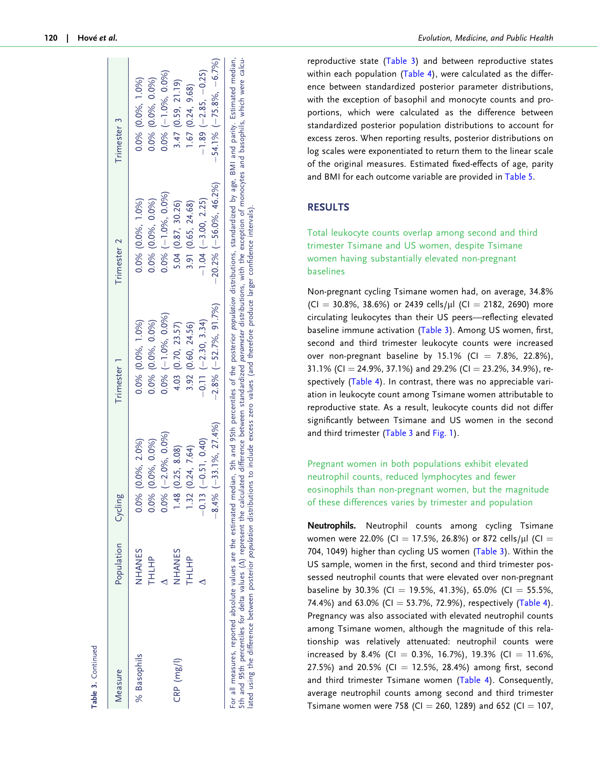**Table 3.** Continued

| Measure | Population | Cycling | Trimester 1 | Trimester 2 | Trimester 3 |
|---|---|---|---|---|---|
| % Basophils | NHANES | 0.0% (0.0%, 2.0%) | 0.0% (0.0%, 1.0%) | 0.0% (0.0%, 1.0%) | 0.0% (0.0%, 1.0%) |
| | THLHP | 0.0% (0.0%, 0.0%) | 0.0% (0.0%, 0.0%) | 0.0% (0.0%, 0.0%) | 0.0% (0.0%, 0.0%) |
| | Δ | 0.0% (−2.0%, 0.0%) | 0.0% (−1.0%, 0.0%) | 0.0% (−1.0%, 0.0%) | 0.0% (−1.0%, 0.0%) |
| CRP (mg/l) | NHANES | 1.48 (0.25, 8.08) | 4.03 (0.70, 23.57) | 5.04 (0.87, 30.26) | 3.47 (0.59, 21.19) |
| | THLHP | 1.32 (0.24, 7.64) | 3.92 (0.60, 24.56) | 3.91 (0.65, 24.68) | 1.67 (0.24, 9.68) |
| | Δ | −0.13 (−0.51, 0.40) | −0.11 (−2.30, 3.34) | −1.04 (−3.00, 2.25) | −1.89 (−2.85, −0.25) |
| | | −8.4% (−33.1%, 27.4%) | −2.8% (−52.7%, 91.7%) | −20.2% (−56.0%, 46.2%) | −54.1% (−75.8%, −6.7%) |

For all measures, reported absolute values are the estimated median, 5th and 95th percentiles of the posterior *population* distributions, standardized by age, BMI and parity. Estimated median, 5th and 95th percentiles for delta values (Δ) represent the calculated difference between standardized *parameter* distributions, with the exception of monocytes and basophils, which were calculated using the difference between posterior *population* distributions to include excess zero values (and therefore produce larger confidence intervals).

reproductive state (Table 3) and between reproductive states within each population (Table 4), were calculated as the difference between standardized posterior parameter distributions, with the exception of basophil and monocyte counts and proportions, which were calculated as the difference between standardized posterior population distributions to account for excess zeros. When reporting results, posterior distributions on log scales were exponentiated to return them to the linear scale of the original measures. Estimated fixed-effects of age, parity and BMI for each outcome variable are provided in Table 5.

## RESULTS

### Total leukocyte counts overlap among second and third trimester Tsimane and US women, despite Tsimane women having substantially elevated non-pregnant baselines

Non-pregnant cycling Tsimane women had, on average, 34.8% (CI = 30.8%, 38.6%) or 2439 cells/μl (CI = 2182, 2690) more circulating leukocytes than their US peers—reflecting elevated baseline immune activation (Table 3). Among US women, first, second and third trimester leukocyte counts were increased over non-pregnant baseline by 15.1% (CI = 7.8%, 22.8%), 31.1% (CI = 24.9%, 37.1%) and 29.2% (CI = 23.2%, 34.9%), respectively (Table 4). In contrast, there was no appreciable variation in leukocyte count among Tsimane women attributable to reproductive state. As a result, leukocyte counts did not differ significantly between Tsimane and US women in the second and third trimester (Table 3 and Fig. 1).

### Pregnant women in both populations exhibit elevated neutrophil counts, reduced lymphocytes and fewer eosinophils than non-pregnant women, but the magnitude of these differences varies by trimester and population

**Neutrophils.** Neutrophil counts among cycling Tsimane women were 22.0% (CI = 17.5%, 26.8%) or 872 cells/μl (CI = 704, 1049) higher than cycling US women (Table 3). Within the US sample, women in the first, second and third trimester possessed neutrophil counts that were elevated over non-pregnant baseline by 30.3% (CI = 19.5%, 41.3%), 65.0% (CI = 55.5%, 74.4%) and 63.0% (CI = 53.7%, 72.9%), respectively (Table 4). Pregnancy was also associated with elevated neutrophil counts among Tsimane women, although the magnitude of this relationship was relatively attenuated: neutrophil counts were increased by 8.4% (CI = 0.3%, 16.7%), 19.3% (CI = 11.6%, 27.5%) and 20.5% (CI = 12.5%, 28.4%) among first, second and third trimester Tsimane women (Table 4). Consequently, average neutrophil counts among second and third trimester Tsimane women were 758 (CI = 260, 1289) and 652 (CI = 107,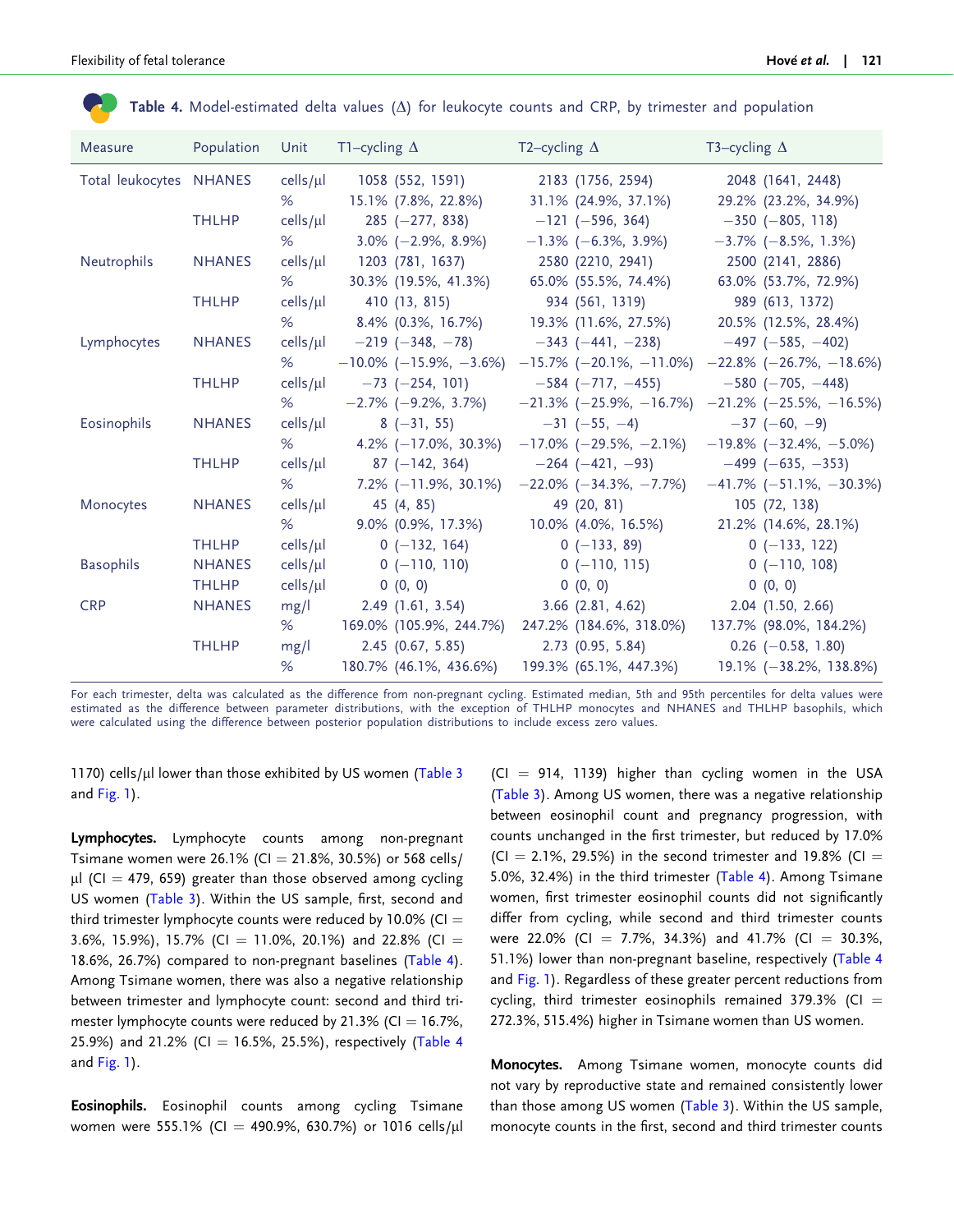**Table 4.** Model-estimated delta values (Δ) for leukocyte counts and CRP, by trimester and population

| Measure | Population | Unit | T1–cycling Δ | T2–cycling Δ | T3–cycling Δ |
|---|---|---|---|---|---|
| Total leukocytes | NHANES | cells/μl | 1058 (552, 1591) | 2183 (1756, 2594) | 2048 (1641, 2448) |
| | | % | 15.1% (7.8%, 22.8%) | 31.1% (24.9%, 37.1%) | 29.2% (23.2%, 34.9%) |
| | THLHP | cells/μl | 285 (−277, 838) | −121 (−596, 364) | −350 (−805, 118) |
| | | % | 3.0% (−2.9%, 8.9%) | −1.3% (−6.3%, 3.9%) | −3.7% (−8.5%, 1.3%) |
| Neutrophils | NHANES | cells/μl | 1203 (781, 1637) | 2580 (2210, 2941) | 2500 (2141, 2886) |
| | | % | 30.3% (19.5%, 41.3%) | 65.0% (55.5%, 74.4%) | 63.0% (53.7%, 72.9%) |
| | THLHP | cells/μl | 410 (13, 815) | 934 (561, 1319) | 989 (613, 1372) |
| | | % | 8.4% (0.3%, 16.7%) | 19.3% (11.6%, 27.5%) | 20.5% (12.5%, 28.4%) |
| Lymphocytes | NHANES | cells/μl | −219 (−348, −78) | −343 (−441, −238) | −497 (−585, −402) |
| | | % | −10.0% (−15.9%, −3.6%) | −15.7% (−20.1%, −11.0%) | −22.8% (−26.7%, −18.6%) |
| | THLHP | cells/μl | −73 (−254, 101) | −584 (−717, −455) | −580 (−705, −448) |
| | | % | −2.7% (−9.2%, 3.7%) | −21.3% (−25.9%, −16.7%) | −21.2% (−25.5%, −16.5%) |
| Eosinophils | NHANES | cells/μl | 8 (−31, 55) | −31 (−55, −4) | −37 (−60, −9) |
| | | % | 4.2% (−17.0%, 30.3%) | −17.0% (−29.5%, −2.1%) | −19.8% (−32.4%, −5.0%) |
| | THLHP | cells/μl | 87 (−142, 364) | −264 (−421, −93) | −499 (−635, −353) |
| | | % | 7.2% (−11.9%, 30.1%) | −22.0% (−34.3%, −7.7%) | −41.7% (−51.1%, −30.3%) |
| Monocytes | NHANES | cells/μl | 45 (4, 85) | 49 (20, 81) | 105 (72, 138) |
| | | % | 9.0% (0.9%, 17.3%) | 10.0% (4.0%, 16.5%) | 21.2% (14.6%, 28.1%) |
| | THLHP | cells/μl | 0 (−132, 164) | 0 (−133, 89) | 0 (−133, 122) |
| Basophils | NHANES | cells/μl | 0 (−110, 110) | 0 (−110, 115) | 0 (−110, 108) |
| | THLHP | cells/μl | 0 (0, 0) | 0 (0, 0) | 0 (0, 0) |
| CRP | NHANES | mg/l | 2.49 (1.61, 3.54) | 3.66 (2.81, 4.62) | 2.04 (1.50, 2.66) |
| | | % | 169.0% (105.9%, 244.7%) | 247.2% (184.6%, 318.0%) | 137.7% (98.0%, 184.2%) |
| | THLHP | mg/l | 2.45 (0.67, 5.85) | 2.73 (0.95, 5.84) | 0.26 (−0.58, 1.80) |
| | | % | 180.7% (46.1%, 436.6%) | 199.3% (65.1%, 447.3%) | 19.1% (−38.2%, 138.8%) |

For each trimester, delta was calculated as the difference from non-pregnant cycling. Estimated median, 5th and 95th percentiles for delta values were estimated as the difference between parameter distributions, with the exception of THLHP monocytes and NHANES and THLHP basophils, which were calculated using the difference between posterior population distributions to include excess zero values.

1170) cells/μl lower than those exhibited by US women (Table 3 and Fig. 1).

**Lymphocytes.** Lymphocyte counts among non-pregnant Tsimane women were 26.1% (CI = 21.8%, 30.5%) or 568 cells/μl (CI = 479, 659) greater than those observed among cycling US women (Table 3). Within the US sample, first, second and third trimester lymphocyte counts were reduced by 10.0% (CI = 3.6%, 15.9%), 15.7% (CI = 11.0%, 20.1%) and 22.8% (CI = 18.6%, 26.7%) compared to non-pregnant baselines (Table 4). Among Tsimane women, there was also a negative relationship between trimester and lymphocyte count: second and third trimester lymphocyte counts were reduced by 21.3% (CI = 16.7%, 25.9%) and 21.2% (CI = 16.5%, 25.5%), respectively (Table 4 and Fig. 1).

**Eosinophils.** Eosinophil counts among cycling Tsimane women were 555.1% (CI = 490.9%, 630.7%) or 1016 cells/μl (CI = 914, 1139) higher than cycling women in the USA (Table 3). Among US women, there was a negative relationship between eosinophil count and pregnancy progression, with counts unchanged in the first trimester, but reduced by 17.0% (CI = 2.1%, 29.5%) in the second trimester and 19.8% (CI = 5.0%, 32.4%) in the third trimester (Table 4). Among Tsimane women, first trimester eosinophil counts did not significantly differ from cycling, while second and third trimester counts were 22.0% (CI = 7.7%, 34.3%) and 41.7% (CI = 30.3%, 51.1%) lower than non-pregnant baseline, respectively (Table 4 and Fig. 1). Regardless of these greater percent reductions from cycling, third trimester eosinophils remained 379.3% (CI = 272.3%, 515.4%) higher in Tsimane women than US women.

**Monocytes.** Among Tsimane women, monocyte counts did not vary by reproductive state and remained consistently lower than those among US women (Table 3). Within the US sample, monocyte counts in the first, second and third trimester counts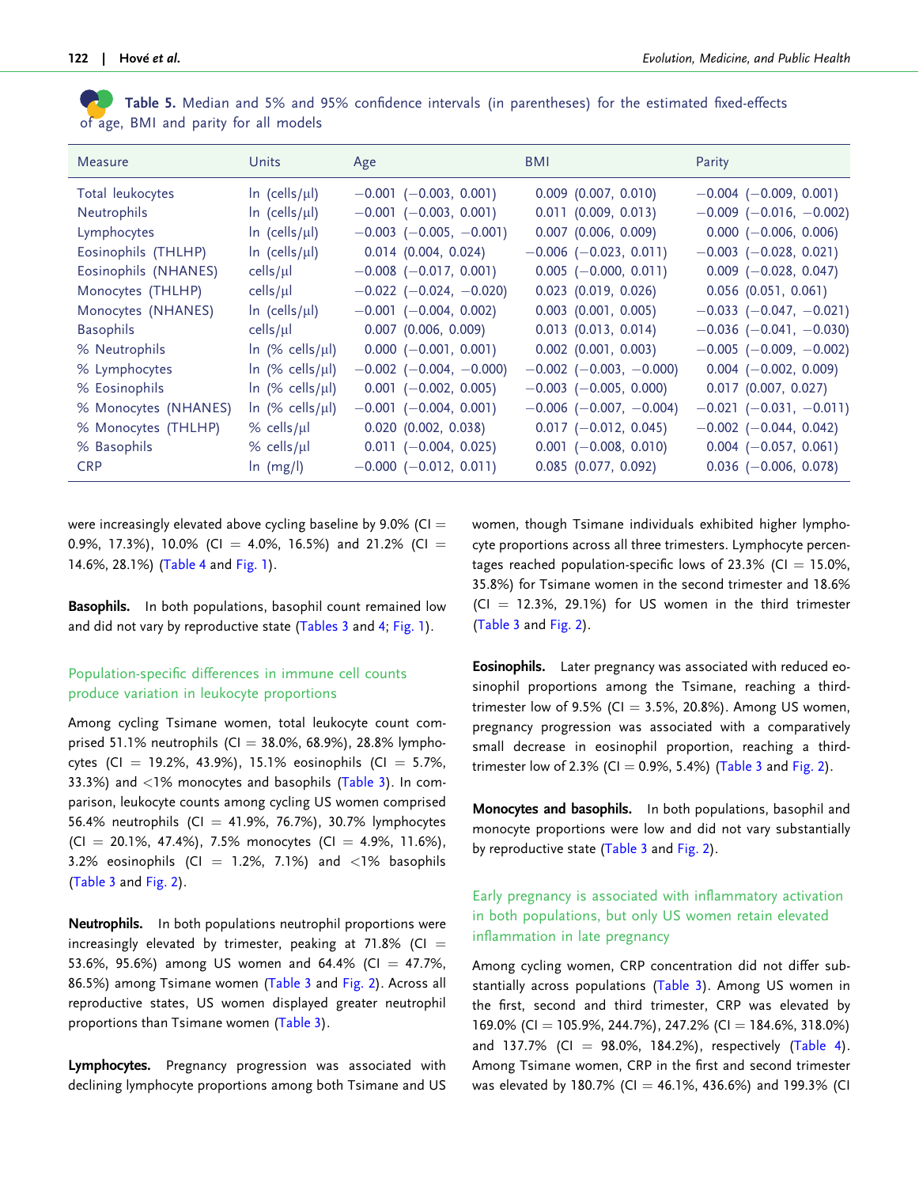**Table 5.** Median and 5% and 95% confidence intervals (in parentheses) for the estimated fixed-effects of age, BMI and parity for all models

| Measure | Units | Age | BMI | Parity |
|---|---|---|---|---|
| Total leukocytes | ln (cells/μl) | −0.001 (−0.003, 0.001) | 0.009 (0.007, 0.010) | −0.004 (−0.009, 0.001) |
| Neutrophils | ln (cells/μl) | −0.001 (−0.003, 0.001) | 0.011 (0.009, 0.013) | −0.009 (−0.016, −0.002) |
| Lymphocytes | ln (cells/μl) | −0.003 (−0.005, −0.001) | 0.007 (0.006, 0.009) | 0.000 (−0.006, 0.006) |
| Eosinophils (THLHP) | ln (cells/μl) | 0.014 (0.004, 0.024) | −0.006 (−0.023, 0.011) | −0.003 (−0.028, 0.021) |
| Eosinophils (NHANES) | cells/μl | −0.008 (−0.017, 0.001) | 0.005 (−0.000, 0.011) | 0.009 (−0.028, 0.047) |
| Monocytes (THLHP) | cells/μl | −0.022 (−0.024, −0.020) | 0.023 (0.019, 0.026) | 0.056 (0.051, 0.061) |
| Monocytes (NHANES) | ln (cells/μl) | −0.001 (−0.004, 0.002) | 0.003 (0.001, 0.005) | −0.033 (−0.047, −0.021) |
| Basophils | cells/μl | 0.007 (0.006, 0.009) | 0.013 (0.013, 0.014) | −0.036 (−0.041, −0.030) |
| % Neutrophils | ln (% cells/μl) | 0.000 (−0.001, 0.001) | 0.002 (0.001, 0.003) | −0.005 (−0.009, −0.002) |
| % Lymphocytes | ln (% cells/μl) | −0.002 (−0.004, −0.000) | −0.002 (−0.003, −0.000) | 0.004 (−0.002, 0.009) |
| % Eosinophils | ln (% cells/μl) | 0.001 (−0.002, 0.005) | −0.003 (−0.005, 0.000) | 0.017 (0.007, 0.027) |
| % Monocytes (NHANES) | ln (% cells/μl) | −0.001 (−0.004, 0.001) | −0.006 (−0.007, −0.004) | −0.021 (−0.031, −0.011) |
| % Monocytes (THLHP) | % cells/μl | 0.020 (0.002, 0.038) | 0.017 (−0.012, 0.045) | −0.002 (−0.044, 0.042) |
| % Basophils | % cells/μl | 0.011 (−0.004, 0.025) | 0.001 (−0.008, 0.010) | 0.004 (−0.057, 0.061) |
| CRP | ln (mg/l) | −0.000 (−0.012, 0.011) | 0.085 (0.077, 0.092) | 0.036 (−0.006, 0.078) |

were increasingly elevated above cycling baseline by 9.0% (CI = 0.9%, 17.3%), 10.0% (CI = 4.0%, 16.5%) and 21.2% (CI = 14.6%, 28.1%) (Table 4 and Fig. 1).

**Basophils.** In both populations, basophil count remained low and did not vary by reproductive state (Tables 3 and 4; Fig. 1).

### Population-specific differences in immune cell counts produce variation in leukocyte proportions

Among cycling Tsimane women, total leukocyte count comprised 51.1% neutrophils (CI = 38.0%, 68.9%), 28.8% lymphocytes (CI = 19.2%, 43.9%), 15.1% eosinophils (CI = 5.7%, 33.3%) and <1% monocytes and basophils (Table 3). In comparison, leukocyte counts among cycling US women comprised 56.4% neutrophils (CI = 41.9%, 76.7%), 30.7% lymphocytes (CI = 20.1%, 47.4%), 7.5% monocytes (CI = 4.9%, 11.6%), 3.2% eosinophils (CI = 1.2%, 7.1%) and <1% basophils (Table 3 and Fig. 2).

**Neutrophils.** In both populations neutrophil proportions were increasingly elevated by trimester, peaking at 71.8% (CI = 53.6%, 95.6%) among US women and 64.4% (CI = 47.7%, 86.5%) among Tsimane women (Table 3 and Fig. 2). Across all reproductive states, US women displayed greater neutrophil proportions than Tsimane women (Table 3).

**Lymphocytes.** Pregnancy progression was associated with declining lymphocyte proportions among both Tsimane and US women, though Tsimane individuals exhibited higher lymphocyte proportions across all three trimesters. Lymphocyte percentages reached population-specific lows of 23.3% (CI = 15.0%, 35.8%) for Tsimane women in the second trimester and 18.6% (CI = 12.3%, 29.1%) for US women in the third trimester (Table 3 and Fig. 2).

**Eosinophils.** Later pregnancy was associated with reduced eosinophil proportions among the Tsimane, reaching a third-trimester low of 9.5% (CI = 3.5%, 20.8%). Among US women, pregnancy progression was associated with a comparatively small decrease in eosinophil proportion, reaching a third-trimester low of 2.3% (CI = 0.9%, 5.4%) (Table 3 and Fig. 2).

**Monocytes and basophils.** In both populations, basophil and monocyte proportions were low and did not vary substantially by reproductive state (Table 3 and Fig. 2).

### Early pregnancy is associated with inflammatory activation in both populations, but only US women retain elevated inflammation in late pregnancy

Among cycling women, CRP concentration did not differ substantially across populations (Table 3). Among US women in the first, second and third trimester, CRP was elevated by 169.0% (CI = 105.9%, 244.7%), 247.2% (CI = 184.6%, 318.0%) and 137.7% (CI = 98.0%, 184.2%), respectively (Table 4). Among Tsimane women, CRP in the first and second trimester was elevated by 180.7% (CI = 46.1%, 436.6%) and 199.3% (CI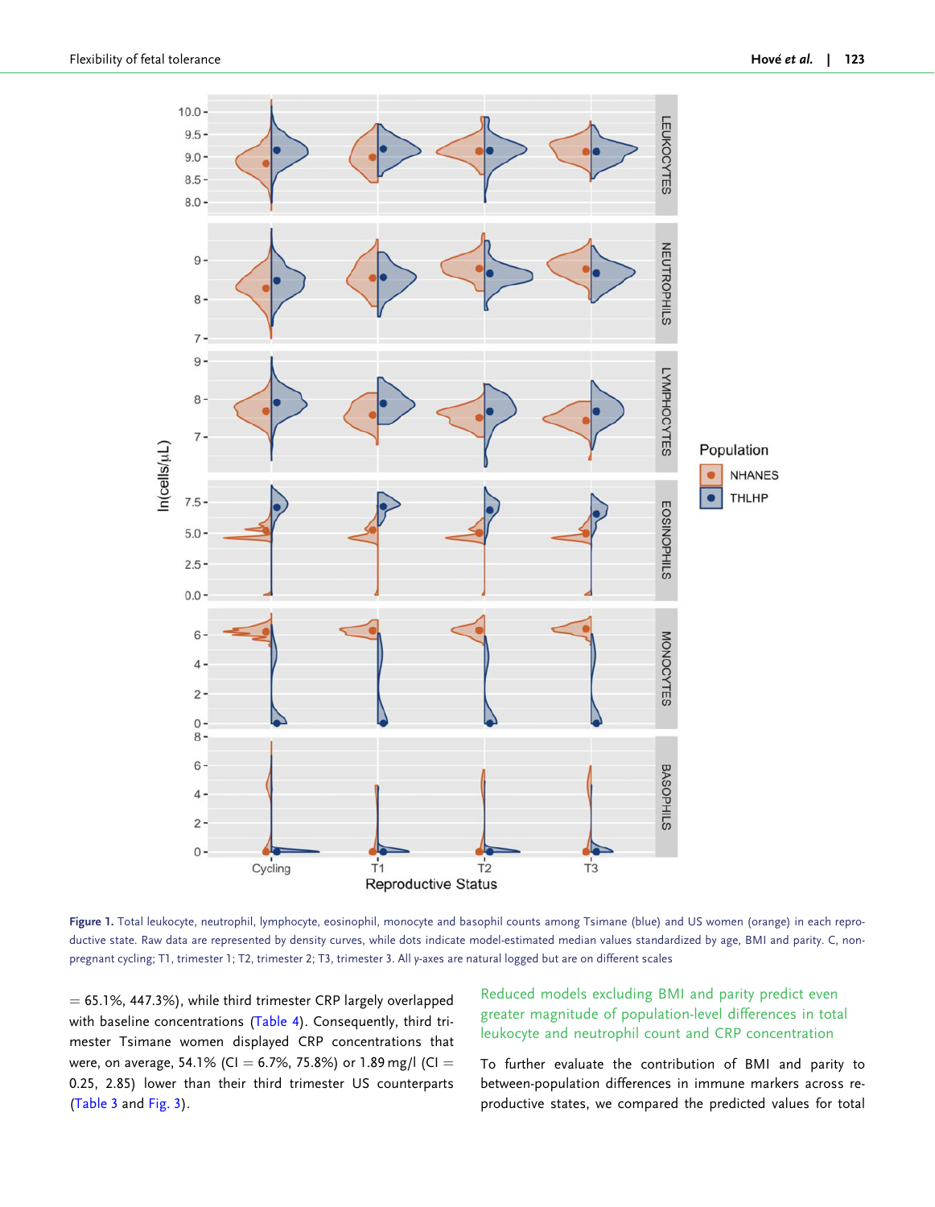**Figure 1.** Total leukocyte, neutrophil, lymphocyte, eosinophil, monocyte and basophil counts among Tsimane (blue) and US women (orange) in each reproductive state. Raw data are represented by density curves, while dots indicate model-estimated median values standardized by age, BMI and parity. C, non-pregnant cycling; T1, trimester 1; T2, trimester 2; T3, trimester 3. All y-axes are natural logged but are on different scales

= 65.1%, 447.3%), while third trimester CRP largely overlapped with baseline concentrations (Table 4). Consequently, third trimester Tsimane women displayed CRP concentrations that were, on average, 54.1% (CI = 6.7%, 75.8%) or 1.89 mg/l (CI = 0.25, 2.85) lower than their third trimester US counterparts (Table 3 and Fig. 3).

### Reduced models excluding BMI and parity predict even greater magnitude of population-level differences in total leukocyte and neutrophil count and CRP concentration

To further evaluate the contribution of BMI and parity to between-population differences in immune markers across reproductive states, we compared the predicted values for total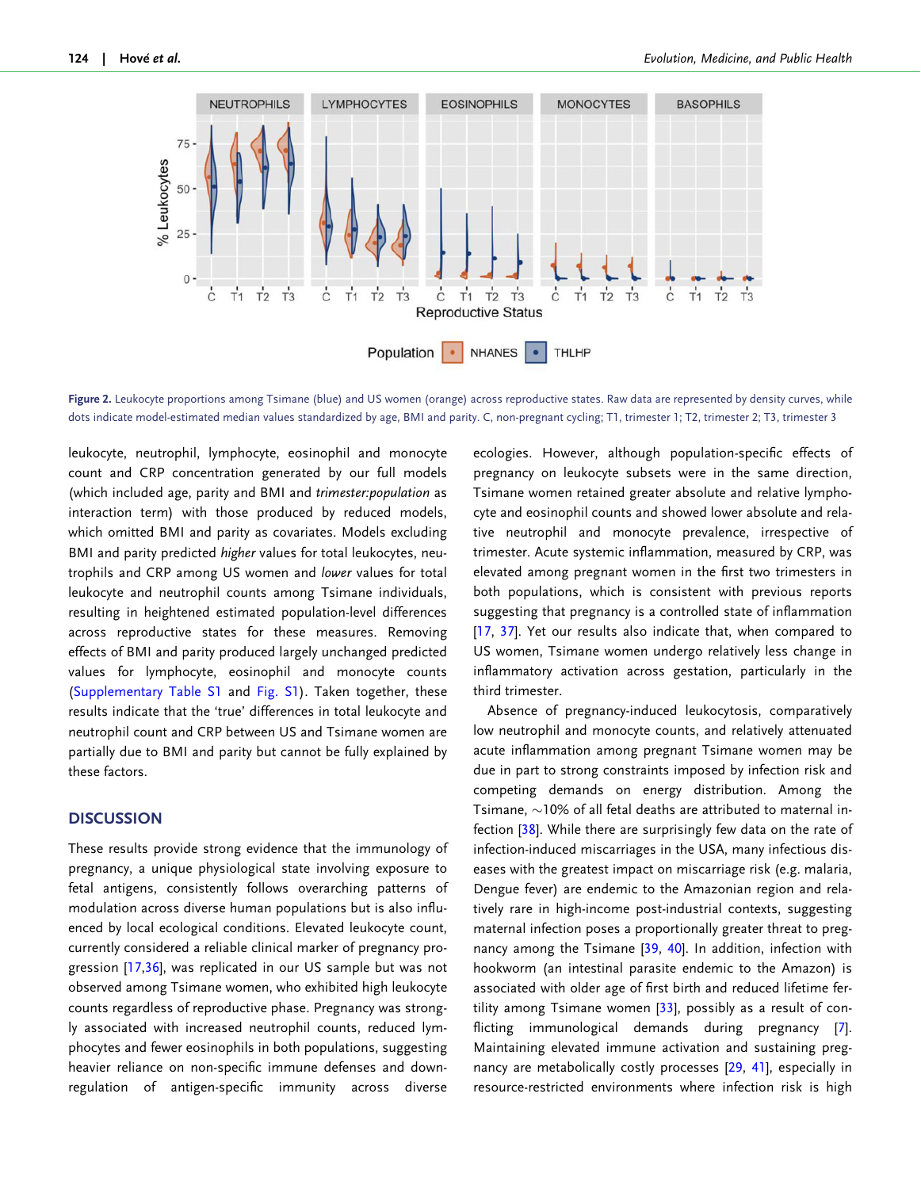NEUTROPHILS
LYMPHOCYTES
EOSINOPHILS
MONOCYTES
BASOPHILS

% Leukocytes

75
50
25
0

C T1 T2 T3 C T1 T2 T3 C T1 T2 T3 C T1 T2 T3 C T1 T2 T3

Reproductive Status

Population NHANES THLHP

**Figure 2.** Leukocyte proportions among Tsimane (blue) and US women (orange) across reproductive states. Raw data are represented by density curves, while dots indicate model-estimated median values standardized by age, BMI and parity. C, non-pregnant cycling; T1, trimester 1; T2, trimester 2; T3, trimester 3

leukocyte, neutrophil, lymphocyte, eosinophil and monocyte count and CRP concentration generated by our full models (which included age, parity and BMI and *trimester:population* as interaction term) with those produced by reduced models, which omitted BMI and parity as covariates. Models excluding BMI and parity predicted *higher* values for total leukocytes, neutrophils and CRP among US women and *lower* values for total leukocyte and neutrophil counts among Tsimane individuals, resulting in heightened estimated population-level differences across reproductive states for these measures. Removing effects of BMI and parity produced largely unchanged predicted values for lymphocyte, eosinophil and monocyte counts (Supplementary Table S1 and Fig. S1). Taken together, these results indicate that the 'true' differences in total leukocyte and neutrophil count and CRP between US and Tsimane women are partially due to BMI and parity but cannot be fully explained by these factors.

## DISCUSSION

These results provide strong evidence that the immunology of pregnancy, a unique physiological state involving exposure to fetal antigens, consistently follows overarching patterns of modulation across diverse human populations but is also influenced by local ecological conditions. Elevated leukocyte count, currently considered a reliable clinical marker of pregnancy progression [17,36], was replicated in our US sample but was not observed among Tsimane women, who exhibited high leukocyte counts regardless of reproductive phase. Pregnancy was strongly associated with increased neutrophil counts, reduced lymphocytes and fewer eosinophils in both populations, suggesting heavier reliance on non-specific immune defenses and downregulation of antigen-specific immunity across diverse ecologies. However, although population-specific effects of pregnancy on leukocyte subsets were in the same direction, Tsimane women retained greater absolute and relative lymphocyte and eosinophil counts and showed lower absolute and relative neutrophil and monocyte prevalence, irrespective of trimester. Acute systemic inflammation, measured by CRP, was elevated among pregnant women in the first two trimesters in both populations, which is consistent with previous reports suggesting that pregnancy is a controlled state of inflammation [17, 37]. Yet our results also indicate that, when compared to US women, Tsimane women undergo relatively less change in inflammatory activation across gestation, particularly in the third trimester.

Absence of pregnancy-induced leukocytosis, comparatively low neutrophil and monocyte counts, and relatively attenuated acute inflammation among pregnant Tsimane women may be due in part to strong constraints imposed by infection risk and competing demands on energy distribution. Among the Tsimane, ~10% of all fetal deaths are attributed to maternal infection [38]. While there are surprisingly few data on the rate of infection-induced miscarriages in the USA, many infectious diseases with the greatest impact on miscarriage risk (e.g. malaria, Dengue fever) are endemic to the Amazonian region and relatively rare in high-income post-industrial contexts, suggesting maternal infection poses a proportionally greater threat to pregnancy among the Tsimane [39, 40]. In addition, infection with hookworm (an intestinal parasite endemic to the Amazon) is associated with older age of first birth and reduced lifetime fertility among Tsimane women [33], possibly as a result of conflicting immunological demands during pregnancy [7]. Maintaining elevated immune activation and sustaining pregnancy are metabolically costly processes [29, 41], especially in resource-restricted environments where infection risk is high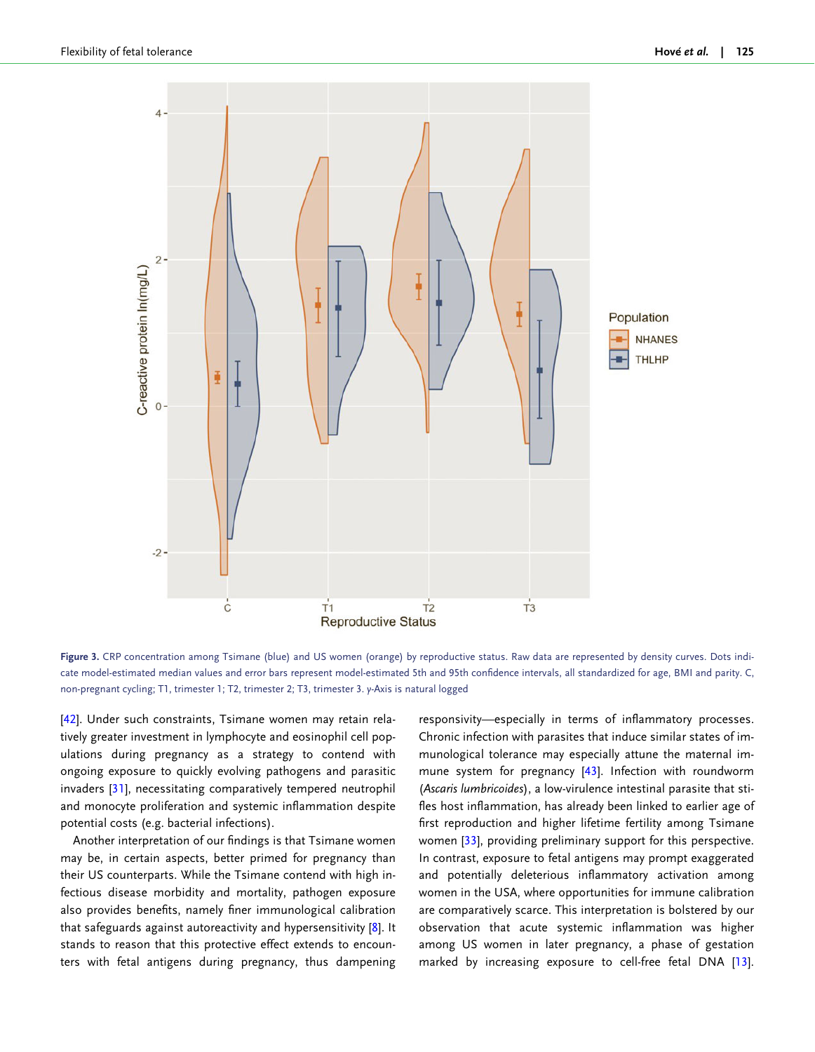**Figure 3.** CRP concentration among Tsimane (blue) and US women (orange) by reproductive status. Raw data are represented by density curves. Dots indicate model-estimated median values and error bars represent model-estimated 5th and 95th confidence intervals, all standardized for age, BMI and parity. C, non-pregnant cycling; T1, trimester 1; T2, trimester 2; T3, trimester 3. y-Axis is natural logged

[42]. Under such constraints, Tsimane women may retain relatively greater investment in lymphocyte and eosinophil cell populations during pregnancy as a strategy to contend with ongoing exposure to quickly evolving pathogens and parasitic invaders [31], necessitating comparatively tempered neutrophil and monocyte proliferation and systemic inflammation despite potential costs (e.g. bacterial infections).

Another interpretation of our findings is that Tsimane women may be, in certain aspects, better primed for pregnancy than their US counterparts. While the Tsimane contend with high infectious disease morbidity and mortality, pathogen exposure also provides benefits, namely finer immunological calibration that safeguards against autoreactivity and hypersensitivity [8]. It stands to reason that this protective effect extends to encounters with fetal antigens during pregnancy, thus dampening responsivity—especially in terms of inflammatory processes. Chronic infection with parasites that induce similar states of immunological tolerance may especially attune the maternal immune system for pregnancy [43]. Infection with roundworm (*Ascaris lumbricoides*), a low-virulence intestinal parasite that stifles host inflammation, has already been linked to earlier age of first reproduction and higher lifetime fertility among Tsimane women [33], providing preliminary support for this perspective. In contrast, exposure to fetal antigens may prompt exaggerated and potentially deleterious inflammatory activation among women in the USA, where opportunities for immune calibration are comparatively scarce. This interpretation is bolstered by our observation that acute systemic inflammation was higher among US women in later pregnancy, a phase of gestation marked by increasing exposure to cell-free fetal DNA [13].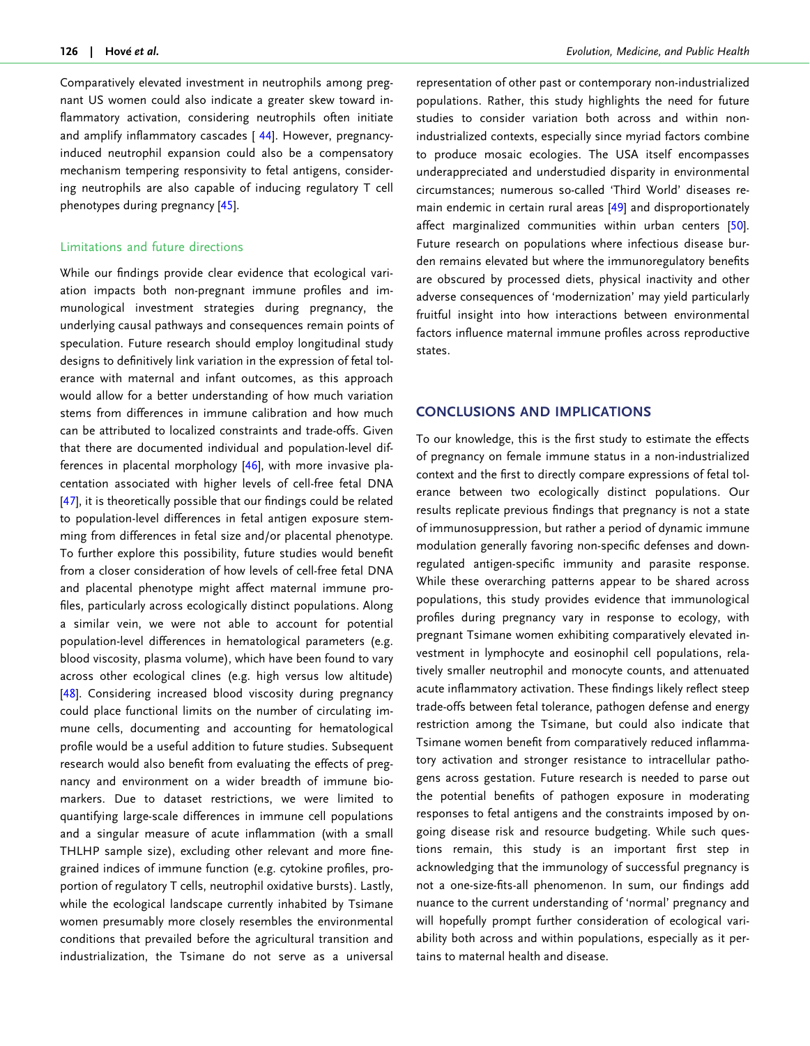Comparatively elevated investment in neutrophils among pregnant US women could also indicate a greater skew toward inflammatory activation, considering neutrophils often initiate and amplify inflammatory cascades [ 44]. However, pregnancy-induced neutrophil expansion could also be a compensatory mechanism tempering responsivity to fetal antigens, considering neutrophils are also capable of inducing regulatory T cell phenotypes during pregnancy [45].

### Limitations and future directions

While our findings provide clear evidence that ecological variation impacts both non-pregnant immune profiles and immunological investment strategies during pregnancy, the underlying causal pathways and consequences remain points of speculation. Future research should employ longitudinal study designs to definitively link variation in the expression of fetal tolerance with maternal and infant outcomes, as this approach would allow for a better understanding of how much variation stems from differences in immune calibration and how much can be attributed to localized constraints and trade-offs. Given that there are documented individual and population-level differences in placental morphology [46], with more invasive placentation associated with higher levels of cell-free fetal DNA [47], it is theoretically possible that our findings could be related to population-level differences in fetal antigen exposure stemming from differences in fetal size and/or placental phenotype. To further explore this possibility, future studies would benefit from a closer consideration of how levels of cell-free fetal DNA and placental phenotype might affect maternal immune profiles, particularly across ecologically distinct populations. Along a similar vein, we were not able to account for potential population-level differences in hematological parameters (e.g. blood viscosity, plasma volume), which have been found to vary across other ecological clines (e.g. high versus low altitude) [48]. Considering increased blood viscosity during pregnancy could place functional limits on the number of circulating immune cells, documenting and accounting for hematological profile would be a useful addition to future studies. Subsequent research would also benefit from evaluating the effects of pregnancy and environment on a wider breadth of immune biomarkers. Due to dataset restrictions, we were limited to quantifying large-scale differences in immune cell populations and a singular measure of acute inflammation (with a small THLHP sample size), excluding other relevant and more fine-grained indices of immune function (e.g. cytokine profiles, proportion of regulatory T cells, neutrophil oxidative bursts). Lastly, while the ecological landscape currently inhabited by Tsimane women presumably more closely resembles the environmental conditions that prevailed before the agricultural transition and industrialization, the Tsimane do not serve as a universal representation of other past or contemporary non-industrialized populations. Rather, this study highlights the need for future studies to consider variation both across and within non-industrialized contexts, especially since myriad factors combine to produce mosaic ecologies. The USA itself encompasses underappreciated and understudied disparity in environmental circumstances; numerous so-called 'Third World' diseases remain endemic in certain rural areas [49] and disproportionately affect marginalized communities within urban centers [50]. Future research on populations where infectious disease burden remains elevated but where the immunoregulatory benefits are obscured by processed diets, physical inactivity and other adverse consequences of 'modernization' may yield particularly fruitful insight into how interactions between environmental factors influence maternal immune profiles across reproductive states.

## CONCLUSIONS AND IMPLICATIONS

To our knowledge, this is the first study to estimate the effects of pregnancy on female immune status in a non-industrialized context and the first to directly compare expressions of fetal tolerance between two ecologically distinct populations. Our results replicate previous findings that pregnancy is not a state of immunosuppression, but rather a period of dynamic immune modulation generally favoring non-specific defenses and down-regulated antigen-specific immunity and parasite response. While these overarching patterns appear to be shared across populations, this study provides evidence that immunological profiles during pregnancy vary in response to ecology, with pregnant Tsimane women exhibiting comparatively elevated investment in lymphocyte and eosinophil cell populations, relatively smaller neutrophil and monocyte counts, and attenuated acute inflammatory activation. These findings likely reflect steep trade-offs between fetal tolerance, pathogen defense and energy restriction among the Tsimane, but could also indicate that Tsimane women benefit from comparatively reduced inflammatory activation and stronger resistance to intracellular pathogens across gestation. Future research is needed to parse out the potential benefits of pathogen exposure in moderating responses to fetal antigens and the constraints imposed by ongoing disease risk and resource budgeting. While such questions remain, this study is an important first step in acknowledging that the immunology of successful pregnancy is not a one-size-fits-all phenomenon. In sum, our findings add nuance to the current understanding of 'normal' pregnancy and will hopefully prompt further consideration of ecological variability both across and within populations, especially as it pertains to maternal health and disease.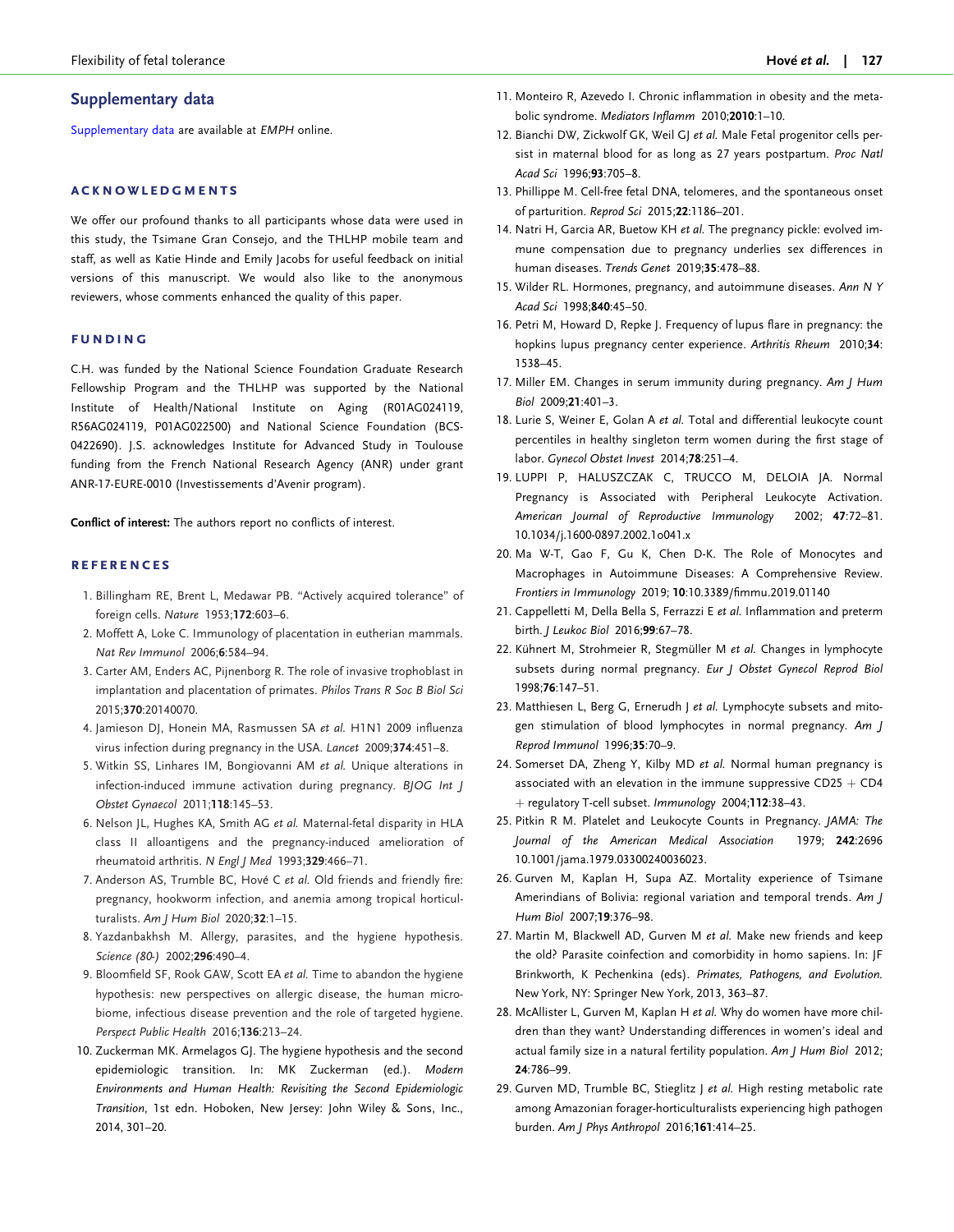## Supplementary data

Supplementary data are available at *EMPH* online.

### ACKNOWLEDGMENTS

We offer our profound thanks to all participants whose data were used in this study, the Tsimane Gran Consejo, and the THLHP mobile team and staff, as well as Katie Hinde and Emily Jacobs for useful feedback on initial versions of this manuscript. We would also like to the anonymous reviewers, whose comments enhanced the quality of this paper.

### FUNDING

C.H. was funded by the National Science Foundation Graduate Research Fellowship Program and the THLHP was supported by the National Institute of Health/National Institute on Aging (R01AG024119, R56AG024119, P01AG022500) and National Science Foundation (BCS-0422690). J.S. acknowledges Institute for Advanced Study in Toulouse funding from the French National Research Agency (ANR) under grant ANR-17-EURE-0010 (Investissements d'Avenir program).

**Conflict of interest:** The authors report no conflicts of interest.

### REFERENCES

1. Billingham RE, Brent L, Medawar PB. "Actively acquired tolerance" of foreign cells. *Nature* 1953;**172**:603–6.
2. Moffett A, Loke C. Immunology of placentation in eutherian mammals. *Nat Rev Immunol* 2006;**6**:584–94.
3. Carter AM, Enders AC, Pijnenborg R. The role of invasive trophoblast in implantation and placentation of primates. *Philos Trans R Soc B Biol Sci* 2015;**370**:20140070.
4. Jamieson DJ, Honein MA, Rasmussen SA *et al.* H1N1 2009 influenza virus infection during pregnancy in the USA. *Lancet* 2009;**374**:451–8.
5. Witkin SS, Linhares IM, Bongiovanni AM *et al.* Unique alterations in infection-induced immune activation during pregnancy. *BJOG Int J Obstet Gynaecol* 2011;**118**:145–53.
6. Nelson JL, Hughes KA, Smith AG *et al.* Maternal-fetal disparity in HLA class II alloantigens and the pregnancy-induced amelioration of rheumatoid arthritis. *N Engl J Med* 1993;**329**:466–71.
7. Anderson AS, Trumble BC, Hové C *et al.* Old friends and friendly fire: pregnancy, hookworm infection, and anemia among tropical horticulturalists. *Am J Hum Biol* 2020;**32**:1–15.
8. Yazdanbakhsh M. Allergy, parasites, and the hygiene hypothesis. *Science (80-)* 2002;**296**:490–4.
9. Bloomfield SF, Rook GAW, Scott EA *et al.* Time to abandon the hygiene hypothesis: new perspectives on allergic disease, the human microbiome, infectious disease prevention and the role of targeted hygiene. *Perspect Public Health* 2016;**136**:213–24.
10. Zuckerman MK. Armelagos GJ. The hygiene hypothesis and the second epidemiologic transition. In: MK Zuckerman (ed.). *Modern Environments and Human Health: Revisiting the Second Epidemiologic Transition*, 1st edn. Hoboken, New Jersey: John Wiley & Sons, Inc., 2014, 301–20.
11. Monteiro R, Azevedo I. Chronic inflammation in obesity and the metabolic syndrome. *Mediators Inflamm* 2010;**2010**:1–10.
12. Bianchi DW, Zickwolf GK, Weil GJ *et al.* Male Fetal progenitor cells persist in maternal blood for as long as 27 years postpartum. *Proc Natl Acad Sci* 1996;**93**:705–8.
13. Phillippe M. Cell-free fetal DNA, telomeres, and the spontaneous onset of parturition. *Reprod Sci* 2015;**22**:1186–201.
14. Natri H, Garcia AR, Buetow KH *et al.* The pregnancy pickle: evolved immune compensation due to pregnancy underlies sex differences in human diseases. *Trends Genet* 2019;**35**:478–88.
15. Wilder RL. Hormones, pregnancy, and autoimmune diseases. *Ann N Y Acad Sci* 1998;**840**:45–50.
16. Petri M, Howard D, Repke J. Frequency of lupus flare in pregnancy: the hopkins lupus pregnancy center experience. *Arthritis Rheum* 2010;**34**: 1538–45.
17. Miller EM. Changes in serum immunity during pregnancy. *Am J Hum Biol* 2009;**21**:401–3.
18. Lurie S, Weiner E, Golan A *et al.* Total and differential leukocyte count percentiles in healthy singleton term women during the first stage of labor. *Gynecol Obstet Invest* 2014;**78**:251–4.
19. LUPPI P, HALUSZCZAK C, TRUCCO M, DELOIA JA. Normal Pregnancy is Associated with Peripheral Leukocyte Activation. *American Journal of Reproductive Immunology* 2002; **47**:72–81. 10.1034/j.1600-0897.2002.1o041.x
20. Ma W-T, Gao F, Gu K, Chen D-K. The Role of Monocytes and Macrophages in Autoimmune Diseases: A Comprehensive Review. *Frontiers in Immunology* 2019; **10**:10.3389/fimmu.2019.01140
21. Cappelletti M, Della Bella S, Ferrazzi E *et al.* Inflammation and preterm birth. *J Leukoc Biol* 2016;**99**:67–78.
22. Kühnert M, Strohmeier R, Stegmüller M *et al.* Changes in lymphocyte subsets during normal pregnancy. *Eur J Obstet Gynecol Reprod Biol* 1998;**76**:147–51.
23. Matthiesen L, Berg G, Ernerudh J *et al.* Lymphocyte subsets and mitogen stimulation of blood lymphocytes in normal pregnancy. *Am J Reprod Immunol* 1996;**35**:70–9.
24. Somerset DA, Zheng Y, Kilby MD *et al.* Normal human pregnancy is associated with an elevation in the immune suppressive CD25 + CD4 + regulatory T-cell subset. *Immunology* 2004;**112**:38–43.
25. Pitkin R M. Platelet and Leukocyte Counts in Pregnancy. *JAMA: The Journal of the American Medical Association* 1979; **242**:2696 10.1001/jama.1979.03300240036023.
26. Gurven M, Kaplan H, Supa AZ. Mortality experience of Tsimane Amerindians of Bolivia: regional variation and temporal trends. *Am J Hum Biol* 2007;**19**:376–98.
27. Martin M, Blackwell AD, Gurven M *et al.* Make new friends and keep the old? Parasite coinfection and comorbidity in homo sapiens. In: JF Brinkworth, K Pechenkina (eds). *Primates, Pathogens, and Evolution.* New York, NY: Springer New York, 2013, 363–87.
28. McAllister L, Gurven M, Kaplan H *et al.* Why do women have more children than they want? Understanding differences in women's ideal and actual family size in a natural fertility population. *Am J Hum Biol* 2012; **24**:786–99.
29. Gurven MD, Trumble BC, Stieglitz J *et al.* High resting metabolic rate among Amazonian forager-horticulturalists experiencing high pathogen burden. *Am J Phys Anthropol* 2016;**161**:414–25.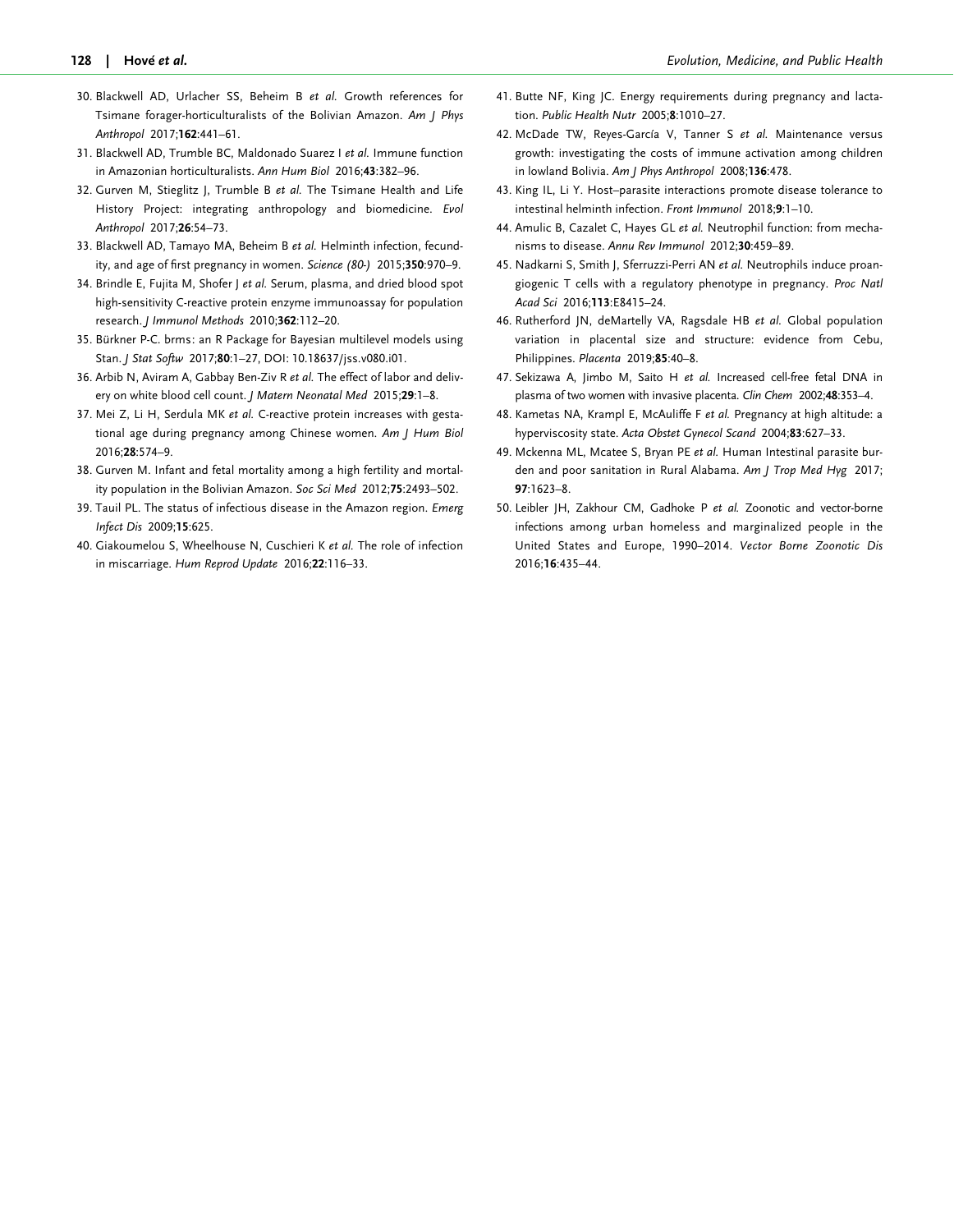30. Blackwell AD, Urlacher SS, Beheim B *et al.* Growth references for Tsimane forager-horticulturalists of the Bolivian Amazon. *Am J Phys Anthropol* 2017;**162**:441–61.
31. Blackwell AD, Trumble BC, Maldonado Suarez I *et al.* Immune function in Amazonian horticulturalists. *Ann Hum Biol* 2016;**43**:382–96.
32. Gurven M, Stieglitz J, Trumble B *et al.* The Tsimane Health and Life History Project: integrating anthropology and biomedicine. *Evol Anthropol* 2017;**26**:54–73.
33. Blackwell AD, Tamayo MA, Beheim B *et al.* Helminth infection, fecundity, and age of first pregnancy in women. *Science (80-)* 2015;**350**:970–9.
34. Brindle E, Fujita M, Shofer J *et al.* Serum, plasma, and dried blood spot high-sensitivity C-reactive protein enzyme immunoassay for population research. *J Immunol Methods* 2010;**362**:112–20.
35. Bürkner P-C. brms: an R Package for Bayesian multilevel models using Stan. *J Stat Softw* 2017;**80**:1–27, DOI: 10.18637/jss.v080.i01.
36. Arbib N, Aviram A, Gabbay Ben-Ziv R *et al.* The effect of labor and delivery on white blood cell count. *J Matern Neonatal Med* 2015;**29**:1–8.
37. Mei Z, Li H, Serdula MK *et al.* C-reactive protein increases with gestational age during pregnancy among Chinese women. *Am J Hum Biol* 2016;**28**:574–9.
38. Gurven M. Infant and fetal mortality among a high fertility and mortality population in the Bolivian Amazon. *Soc Sci Med* 2012;**75**:2493–502.
39. Tauil PL. The status of infectious disease in the Amazon region. *Emerg Infect Dis* 2009;**15**:625.
40. Giakoumelou S, Wheelhouse N, Cuschieri K *et al.* The role of infection in miscarriage. *Hum Reprod Update* 2016;**22**:116–33.
41. Butte NF, King JC. Energy requirements during pregnancy and lactation. *Public Health Nutr* 2005;**8**:1010–27.
42. McDade TW, Reyes-García V, Tanner S *et al.* Maintenance versus growth: investigating the costs of immune activation among children in lowland Bolivia. *Am J Phys Anthropol* 2008;**136**:478.
43. King IL, Li Y. Host–parasite interactions promote disease tolerance to intestinal helminth infection. *Front Immunol* 2018;**9**:1–10.
44. Amulic B, Cazalet C, Hayes GL *et al.* Neutrophil function: from mechanisms to disease. *Annu Rev Immunol* 2012;**30**:459–89.
45. Nadkarni S, Smith J, Sferruzzi-Perri AN *et al.* Neutrophils induce proangiogenic T cells with a regulatory phenotype in pregnancy. *Proc Natl Acad Sci* 2016;**113**:E8415–24.
46. Rutherford JN, deMartelly VA, Ragsdale HB *et al.* Global population variation in placental size and structure: evidence from Cebu, Philippines. *Placenta* 2019;**85**:40–8.
47. Sekizawa A, Jimbo M, Saito H *et al.* Increased cell-free fetal DNA in plasma of two women with invasive placenta. *Clin Chem* 2002;**48**:353–4.
48. Kametas NA, Krampl E, McAuliffe F *et al.* Pregnancy at high altitude: a hyperviscosity state. *Acta Obstet Gynecol Scand* 2004;**83**:627–33.
49. Mckenna ML, Mcatee S, Bryan PE *et al.* Human Intestinal parasite burden and poor sanitation in Rural Alabama. *Am J Trop Med Hyg* 2017; **97**:1623–8.
50. Leibler JH, Zakhour CM, Gadhoke P *et al.* Zoonotic and vector-borne infections among urban homeless and marginalized people in the United States and Europe, 1990–2014. *Vector Borne Zoonotic Dis* 2016;**16**:435–44.